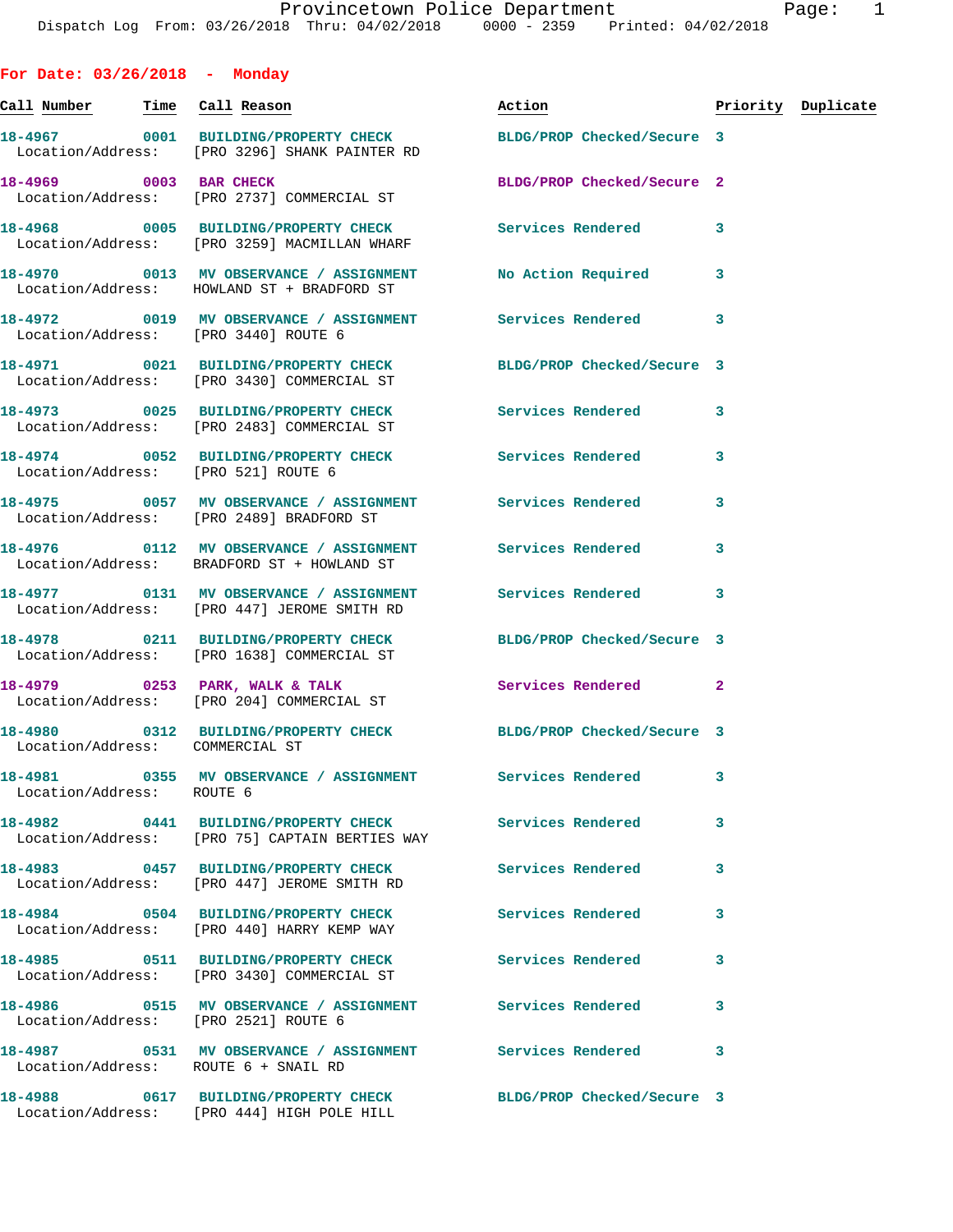Provincetown Police Department
Dispatch Log From: 03/26/2018 Thru: 04/02/2018 0000 - 2359 Printed: 04/02/2018

## For Date: 03/26/2018 - Monday

| Call Number | Time | Call Reason | Action | Priority | Duplicate |
|---|---|---|---|---|---|
| 18-4967 | 0001 | BUILDING/PROPERTY CHECK<br>Location/Address: [PRO 3296] SHANK PAINTER RD | BLDG/PROP Checked/Secure | 3 | |
| 18-4969 | 0003 | BAR CHECK<br>Location/Address: [PRO 2737] COMMERCIAL ST | BLDG/PROP Checked/Secure | 2 | |
| 18-4968 | 0005 | BUILDING/PROPERTY CHECK<br>Location/Address: [PRO 3259] MACMILLAN WHARF | Services Rendered | 3 | |
| 18-4970 | 0013 | MV OBSERVANCE / ASSIGNMENT<br>Location/Address: HOWLAND ST + BRADFORD ST | No Action Required | 3 | |
| 18-4972 | 0019 | MV OBSERVANCE / ASSIGNMENT<br>Location/Address: [PRO 3440] ROUTE 6 | Services Rendered | 3 | |
| 18-4971 | 0021 | BUILDING/PROPERTY CHECK<br>Location/Address: [PRO 3430] COMMERCIAL ST | BLDG/PROP Checked/Secure | 3 | |
| 18-4973 | 0025 | BUILDING/PROPERTY CHECK<br>Location/Address: [PRO 2483] COMMERCIAL ST | Services Rendered | 3 | |
| 18-4974 | 0052 | BUILDING/PROPERTY CHECK<br>Location/Address: [PRO 521] ROUTE 6 | Services Rendered | 3 | |
| 18-4975 | 0057 | MV OBSERVANCE / ASSIGNMENT<br>Location/Address: [PRO 2489] BRADFORD ST | Services Rendered | 3 | |
| 18-4976 | 0112 | MV OBSERVANCE / ASSIGNMENT<br>Location/Address: BRADFORD ST + HOWLAND ST | Services Rendered | 3 | |
| 18-4977 | 0131 | MV OBSERVANCE / ASSIGNMENT<br>Location/Address: [PRO 447] JEROME SMITH RD | Services Rendered | 3 | |
| 18-4978 | 0211 | BUILDING/PROPERTY CHECK<br>Location/Address: [PRO 1638] COMMERCIAL ST | BLDG/PROP Checked/Secure | 3 | |
| 18-4979 | 0253 | PARK, WALK & TALK<br>Location/Address: [PRO 204] COMMERCIAL ST | Services Rendered | 2 | |
| 18-4980 | 0312 | BUILDING/PROPERTY CHECK<br>Location/Address: COMMERCIAL ST | BLDG/PROP Checked/Secure | 3 | |
| 18-4981 | 0355 | MV OBSERVANCE / ASSIGNMENT<br>Location/Address: ROUTE 6 | Services Rendered | 3 | |
| 18-4982 | 0441 | BUILDING/PROPERTY CHECK<br>Location/Address: [PRO 75] CAPTAIN BERTIES WAY | Services Rendered | 3 | |
| 18-4983 | 0457 | BUILDING/PROPERTY CHECK<br>Location/Address: [PRO 447] JEROME SMITH RD | Services Rendered | 3 | |
| 18-4984 | 0504 | BUILDING/PROPERTY CHECK<br>Location/Address: [PRO 440] HARRY KEMP WAY | Services Rendered | 3 | |
| 18-4985 | 0511 | BUILDING/PROPERTY CHECK<br>Location/Address: [PRO 3430] COMMERCIAL ST | Services Rendered | 3 | |
| 18-4986 | 0515 | MV OBSERVANCE / ASSIGNMENT<br>Location/Address: [PRO 2521] ROUTE 6 | Services Rendered | 3 | |
| 18-4987 | 0531 | MV OBSERVANCE / ASSIGNMENT<br>Location/Address: ROUTE 6 + SNAIL RD | Services Rendered | 3 | |
| 18-4988 | 0617 | BUILDING/PROPERTY CHECK<br>Location/Address: [PRO 444] HIGH POLE HILL | BLDG/PROP Checked/Secure | 3 | |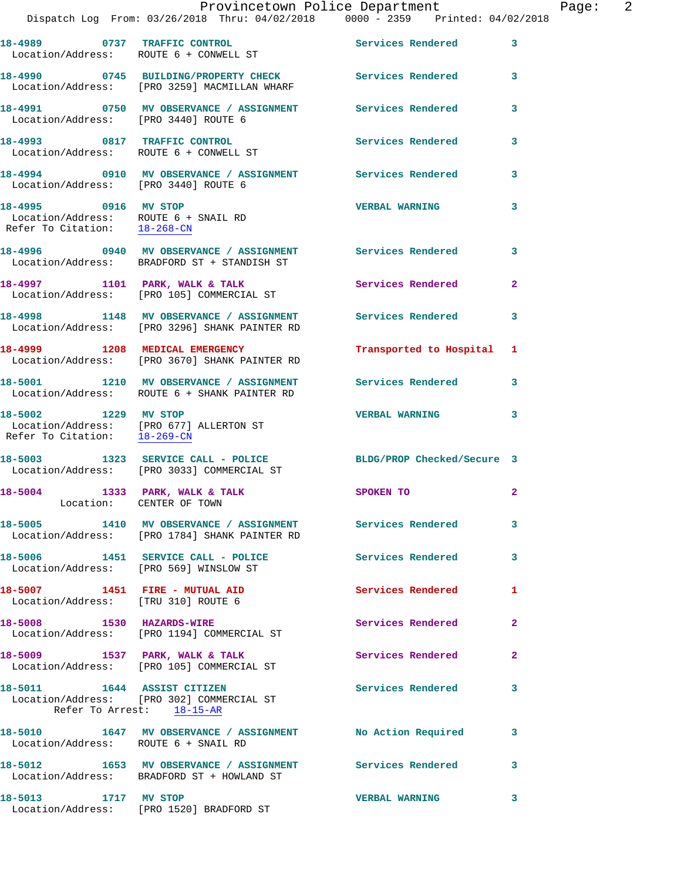18-4989 0737 TRAFFIC CONTROL Services Rendered 3
Location/Address: ROUTE 6 + CONWELL ST

18-4990 0745 BUILDING/PROPERTY CHECK Services Rendered 3
Location/Address: [PRO 3259] MACMILLAN WHARF

18-4991 0750 MV OBSERVANCE / ASSIGNMENT Services Rendered 3
Location/Address: [PRO 3440] ROUTE 6

18-4993 0817 TRAFFIC CONTROL Services Rendered 3
Location/Address: ROUTE 6 + CONWELL ST

18-4994 0910 MV OBSERVANCE / ASSIGNMENT Services Rendered 3
Location/Address: [PRO 3440] ROUTE 6

18-4995 0916 MV STOP VERBAL WARNING 3
Location/Address: ROUTE 6 + SNAIL RD
Refer To Citation: 18-268-CN

18-4996 0940 MV OBSERVANCE / ASSIGNMENT Services Rendered 3
Location/Address: BRADFORD ST + STANDISH ST

18-4997 1101 PARK, WALK & TALK Services Rendered 2
Location/Address: [PRO 105] COMMERCIAL ST

18-4998 1148 MV OBSERVANCE / ASSIGNMENT Services Rendered 3
Location/Address: [PRO 3296] SHANK PAINTER RD

18-4999 1208 MEDICAL EMERGENCY Transported to Hospital 1
Location/Address: [PRO 3670] SHANK PAINTER RD

18-5001 1210 MV OBSERVANCE / ASSIGNMENT Services Rendered 3
Location/Address: ROUTE 6 + SHANK PAINTER RD

18-5002 1229 MV STOP VERBAL WARNING 3
Location/Address: [PRO 677] ALLERTON ST
Refer To Citation: 18-269-CN

18-5003 1323 SERVICE CALL - POLICE BLDG/PROP Checked/Secure 3
Location/Address: [PRO 3033] COMMERCIAL ST

18-5004 1333 PARK, WALK & TALK SPOKEN TO 2
Location: CENTER OF TOWN

18-5005 1410 MV OBSERVANCE / ASSIGNMENT Services Rendered 3
Location/Address: [PRO 1784] SHANK PAINTER RD

18-5006 1451 SERVICE CALL - POLICE Services Rendered 3
Location/Address: [PRO 569] WINSLOW ST

18-5007 1451 FIRE - MUTUAL AID Services Rendered 1
Location/Address: [TRU 310] ROUTE 6

18-5008 1530 HAZARDS-WIRE Services Rendered 2
Location/Address: [PRO 1194] COMMERCIAL ST

18-5009 1537 PARK, WALK & TALK Services Rendered 2
Location/Address: [PRO 105] COMMERCIAL ST

18-5011 1644 ASSIST CITIZEN Services Rendered 3
Location/Address: [PRO 302] COMMERCIAL ST
Refer To Arrest: 18-15-AR

18-5010 1647 MV OBSERVANCE / ASSIGNMENT No Action Required 3
Location/Address: ROUTE 6 + SNAIL RD

18-5012 1653 MV OBSERVANCE / ASSIGNMENT Services Rendered 3
Location/Address: BRADFORD ST + HOWLAND ST

18-5013 1717 MV STOP VERBAL WARNING 3
Location/Address: [PRO 1520] BRADFORD ST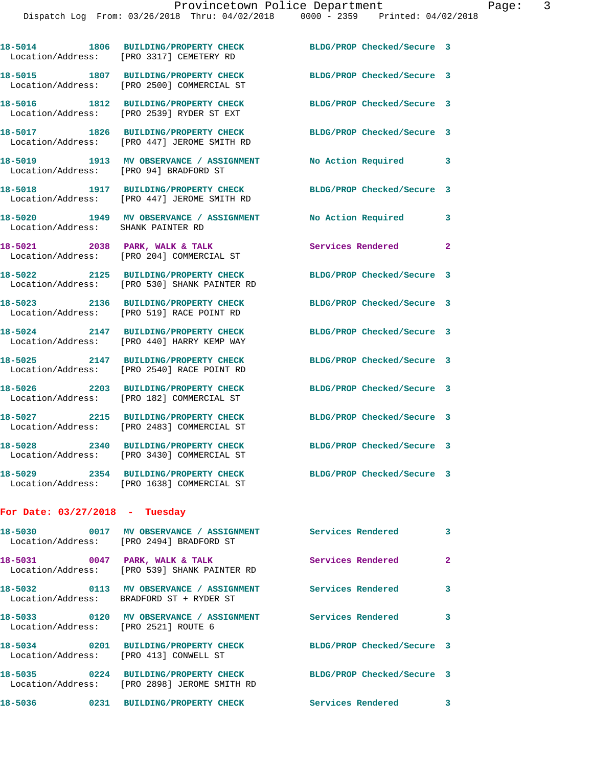18-5014 1806 BUILDING/PROPERTY CHECK BLDG/PROP Checked/Secure 3
Location/Address: [PRO 3317] CEMETERY RD

18-5015 1807 BUILDING/PROPERTY CHECK BLDG/PROP Checked/Secure 3
Location/Address: [PRO 2500] COMMERCIAL ST

18-5016 1812 BUILDING/PROPERTY CHECK BLDG/PROP Checked/Secure 3
Location/Address: [PRO 2539] RYDER ST EXT

18-5017 1826 BUILDING/PROPERTY CHECK BLDG/PROP Checked/Secure 3
Location/Address: [PRO 447] JEROME SMITH RD

18-5019 1913 MV OBSERVANCE / ASSIGNMENT No Action Required 3
Location/Address: [PRO 94] BRADFORD ST

18-5018 1917 BUILDING/PROPERTY CHECK BLDG/PROP Checked/Secure 3
Location/Address: [PRO 447] JEROME SMITH RD

18-5020 1949 MV OBSERVANCE / ASSIGNMENT No Action Required 3
Location/Address: SHANK PAINTER RD

18-5021 2038 PARK, WALK & TALK Services Rendered 2
Location/Address: [PRO 204] COMMERCIAL ST

18-5022 2125 BUILDING/PROPERTY CHECK BLDG/PROP Checked/Secure 3
Location/Address: [PRO 530] SHANK PAINTER RD

18-5023 2136 BUILDING/PROPERTY CHECK BLDG/PROP Checked/Secure 3
Location/Address: [PRO 519] RACE POINT RD

18-5024 2147 BUILDING/PROPERTY CHECK BLDG/PROP Checked/Secure 3
Location/Address: [PRO 440] HARRY KEMP WAY

18-5025 2147 BUILDING/PROPERTY CHECK BLDG/PROP Checked/Secure 3
Location/Address: [PRO 2540] RACE POINT RD

18-5026 2203 BUILDING/PROPERTY CHECK BLDG/PROP Checked/Secure 3
Location/Address: [PRO 182] COMMERCIAL ST

18-5027 2215 BUILDING/PROPERTY CHECK BLDG/PROP Checked/Secure 3
Location/Address: [PRO 2483] COMMERCIAL ST

18-5028 2340 BUILDING/PROPERTY CHECK BLDG/PROP Checked/Secure 3
Location/Address: [PRO 3430] COMMERCIAL ST

18-5029 2354 BUILDING/PROPERTY CHECK BLDG/PROP Checked/Secure 3
Location/Address: [PRO 1638] COMMERCIAL ST

**For Date: 03/27/2018 - Tuesday**

18-5030 0017 MV OBSERVANCE / ASSIGNMENT Services Rendered 3
Location/Address: [PRO 2494] BRADFORD ST

18-5031 0047 PARK, WALK & TALK Services Rendered 2
Location/Address: [PRO 539] SHANK PAINTER RD

18-5032 0113 MV OBSERVANCE / ASSIGNMENT Services Rendered 3
Location/Address: BRADFORD ST + RYDER ST

18-5033 0120 MV OBSERVANCE / ASSIGNMENT Services Rendered 3
Location/Address: [PRO 2521] ROUTE 6

18-5034 0201 BUILDING/PROPERTY CHECK BLDG/PROP Checked/Secure 3
Location/Address: [PRO 413] CONWELL ST

18-5035 0224 BUILDING/PROPERTY CHECK BLDG/PROP Checked/Secure 3
Location/Address: [PRO 2898] JEROME SMITH RD

18-5036 0231 BUILDING/PROPERTY CHECK Services Rendered 3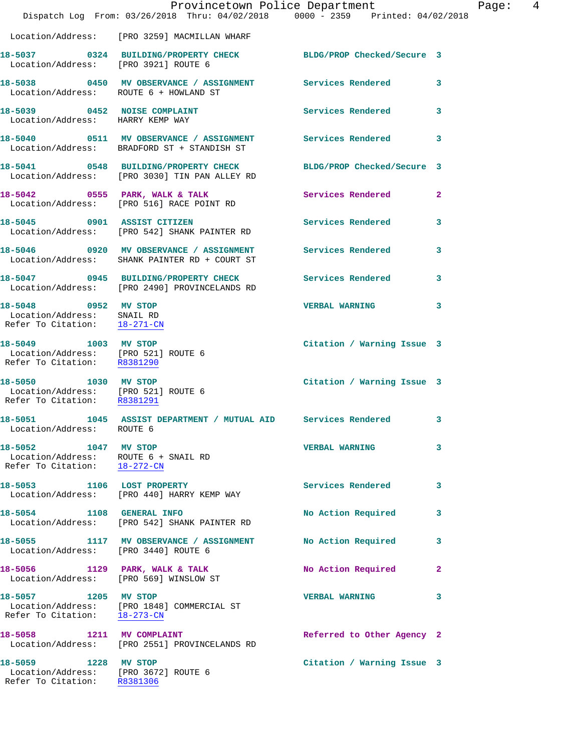Location/Address: [PRO 3259] MACMILLAN WHARF

**18-5037** 0324 **BUILDING/PROPERTY CHECK** BLDG/PROP Checked/Secure 3
Location/Address: [PRO 3921] ROUTE 6

**18-5038** 0450 **MV OBSERVANCE / ASSIGNMENT** Services Rendered 3
Location/Address: ROUTE 6 + HOWLAND ST

**18-5039** 0452 **NOISE COMPLAINT** Services Rendered 3
Location/Address: HARRY KEMP WAY

**18-5040** 0511 **MV OBSERVANCE / ASSIGNMENT** Services Rendered 3
Location/Address: BRADFORD ST + STANDISH ST

**18-5041** 0548 **BUILDING/PROPERTY CHECK** BLDG/PROP Checked/Secure 3
Location/Address: [PRO 3030] TIN PAN ALLEY RD

**18-5042** 0555 **PARK, WALK & TALK** Services Rendered 2
Location/Address: [PRO 516] RACE POINT RD

**18-5045** 0901 **ASSIST CITIZEN** Services Rendered 3
Location/Address: [PRO 542] SHANK PAINTER RD

**18-5046** 0920 **MV OBSERVANCE / ASSIGNMENT** Services Rendered 3
Location/Address: SHANK PAINTER RD + COURT ST

**18-5047** 0945 **BUILDING/PROPERTY CHECK** Services Rendered 3
Location/Address: [PRO 2490] PROVINCELANDS RD

**18-5048** 0952 **MV STOP** VERBAL WARNING 3
Location/Address: SNAIL RD
Refer To Citation: 18-271-CN

**18-5049** 1003 **MV STOP** Citation / Warning Issue 3
Location/Address: [PRO 521] ROUTE 6
Refer To Citation: R8381290

**18-5050** 1030 **MV STOP** Citation / Warning Issue 3
Location/Address: [PRO 521] ROUTE 6
Refer To Citation: R8381291

**18-5051** 1045 **ASSIST DEPARTMENT / MUTUAL AID** Services Rendered 3
Location/Address: ROUTE 6

**18-5052** 1047 **MV STOP** VERBAL WARNING 3
Location/Address: ROUTE 6 + SNAIL RD
Refer To Citation: 18-272-CN

**18-5053** 1106 **LOST PROPERTY** Services Rendered 3
Location/Address: [PRO 440] HARRY KEMP WAY

**18-5054** 1108 **GENERAL INFO** No Action Required 3
Location/Address: [PRO 542] SHANK PAINTER RD

**18-5055** 1117 **MV OBSERVANCE / ASSIGNMENT** No Action Required 3
Location/Address: [PRO 3440] ROUTE 6

**18-5056** 1129 **PARK, WALK & TALK** No Action Required 2
Location/Address: [PRO 569] WINSLOW ST

**18-5057** 1205 **MV STOP** VERBAL WARNING 3
Location/Address: [PRO 1848] COMMERCIAL ST
Refer To Citation: 18-273-CN

**18-5058** 1211 **MV COMPLAINT** Referred to Other Agency 2
Location/Address: [PRO 2551] PROVINCELANDS RD

**18-5059** 1228 **MV STOP** Citation / Warning Issue 3
Location/Address: [PRO 3672] ROUTE 6
Refer To Citation: R8381306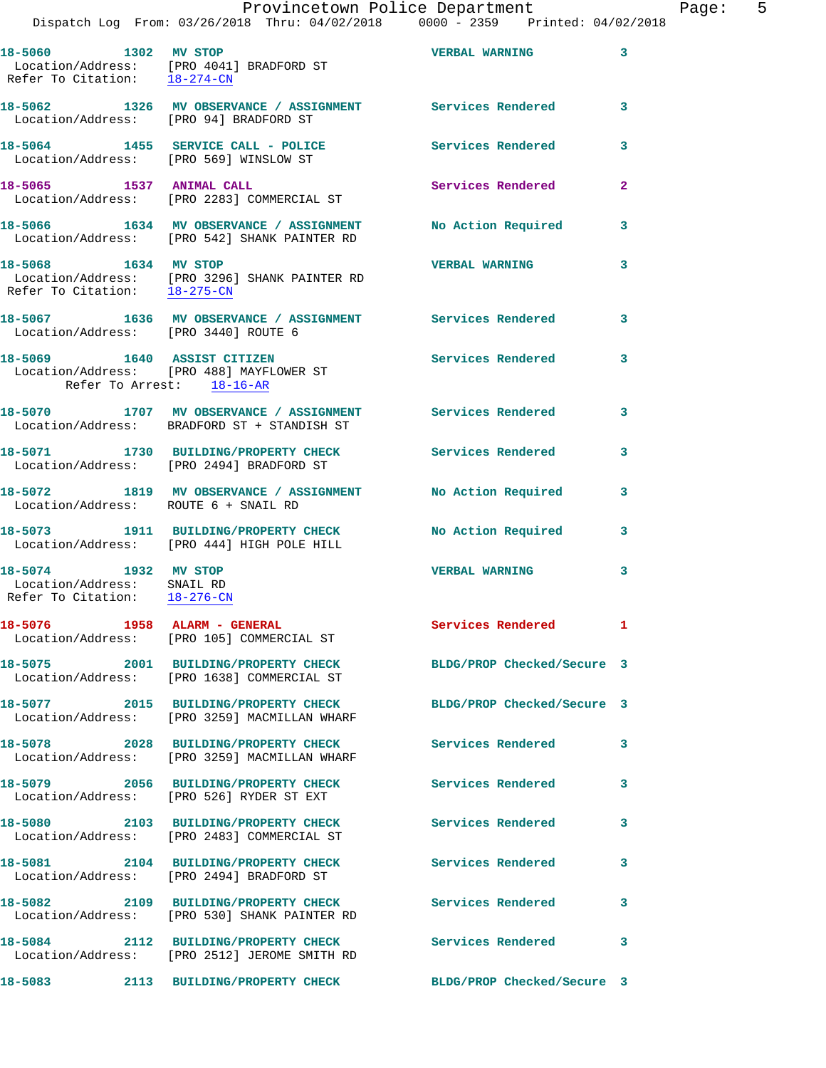18-5060 1302 MV STOP VERBAL WARNING 3
Location/Address: [PRO 4041] BRADFORD ST
Refer To Citation: 18-274-CN

18-5062 1326 MV OBSERVANCE / ASSIGNMENT Services Rendered 3
Location/Address: [PRO 94] BRADFORD ST

18-5064 1455 SERVICE CALL - POLICE Services Rendered 3
Location/Address: [PRO 569] WINSLOW ST

18-5065 1537 ANIMAL CALL Services Rendered 2
Location/Address: [PRO 2283] COMMERCIAL ST

18-5066 1634 MV OBSERVANCE / ASSIGNMENT No Action Required 3
Location/Address: [PRO 542] SHANK PAINTER RD

18-5068 1634 MV STOP VERBAL WARNING 3
Location/Address: [PRO 3296] SHANK PAINTER RD
Refer To Citation: 18-275-CN

18-5067 1636 MV OBSERVANCE / ASSIGNMENT Services Rendered 3
Location/Address: [PRO 3440] ROUTE 6

18-5069 1640 ASSIST CITIZEN Services Rendered 3
Location/Address: [PRO 488] MAYFLOWER ST
Refer To Arrest: 18-16-AR

18-5070 1707 MV OBSERVANCE / ASSIGNMENT Services Rendered 3
Location/Address: BRADFORD ST + STANDISH ST

18-5071 1730 BUILDING/PROPERTY CHECK Services Rendered 3
Location/Address: [PRO 2494] BRADFORD ST

18-5072 1819 MV OBSERVANCE / ASSIGNMENT No Action Required 3
Location/Address: ROUTE 6 + SNAIL RD

18-5073 1911 BUILDING/PROPERTY CHECK No Action Required 3
Location/Address: [PRO 444] HIGH POLE HILL

18-5074 1932 MV STOP VERBAL WARNING 3
Location/Address: SNAIL RD
Refer To Citation: 18-276-CN

18-5076 1958 ALARM - GENERAL Services Rendered 1
Location/Address: [PRO 105] COMMERCIAL ST

18-5075 2001 BUILDING/PROPERTY CHECK BLDG/PROP Checked/Secure 3
Location/Address: [PRO 1638] COMMERCIAL ST

18-5077 2015 BUILDING/PROPERTY CHECK BLDG/PROP Checked/Secure 3
Location/Address: [PRO 3259] MACMILLAN WHARF

18-5078 2028 BUILDING/PROPERTY CHECK Services Rendered 3
Location/Address: [PRO 3259] MACMILLAN WHARF

18-5079 2056 BUILDING/PROPERTY CHECK Services Rendered 3
Location/Address: [PRO 526] RYDER ST EXT

18-5080 2103 BUILDING/PROPERTY CHECK Services Rendered 3
Location/Address: [PRO 2483] COMMERCIAL ST

18-5081 2104 BUILDING/PROPERTY CHECK Services Rendered 3
Location/Address: [PRO 2494] BRADFORD ST

18-5082 2109 BUILDING/PROPERTY CHECK Services Rendered 3
Location/Address: [PRO 530] SHANK PAINTER RD

18-5084 2112 BUILDING/PROPERTY CHECK Services Rendered 3
Location/Address: [PRO 2512] JEROME SMITH RD

18-5083 2113 BUILDING/PROPERTY CHECK BLDG/PROP Checked/Secure 3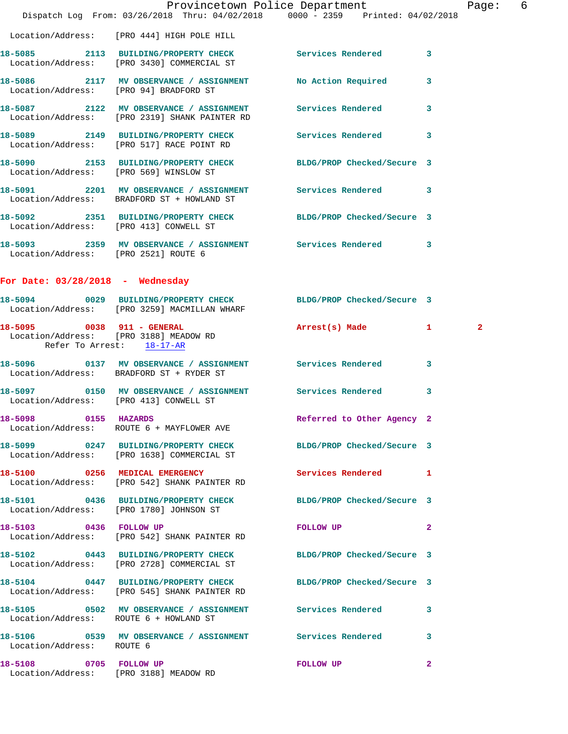Location/Address: [PRO 444] HIGH POLE HILL

**18-5085** 2113 **BUILDING/PROPERTY CHECK** Services Rendered 3
Location/Address: [PRO 3430] COMMERCIAL ST

**18-5086** 2117 **MV OBSERVANCE / ASSIGNMENT** No Action Required 3
Location/Address: [PRO 94] BRADFORD ST

**18-5087** 2122 **MV OBSERVANCE / ASSIGNMENT** Services Rendered 3
Location/Address: [PRO 2319] SHANK PAINTER RD

**18-5089** 2149 **BUILDING/PROPERTY CHECK** Services Rendered 3
Location/Address: [PRO 517] RACE POINT RD

**18-5090** 2153 **BUILDING/PROPERTY CHECK** BLDG/PROP Checked/Secure 3
Location/Address: [PRO 569] WINSLOW ST

**18-5091** 2201 **MV OBSERVANCE / ASSIGNMENT** Services Rendered 3
Location/Address: BRADFORD ST + HOWLAND ST

**18-5092** 2351 **BUILDING/PROPERTY CHECK** BLDG/PROP Checked/Secure 3
Location/Address: [PRO 413] CONWELL ST

**18-5093** 2359 **MV OBSERVANCE / ASSIGNMENT** Services Rendered 3
Location/Address: [PRO 2521] ROUTE 6

## For Date: 03/28/2018 - Wednesday

**18-5094** 0029 **BUILDING/PROPERTY CHECK** BLDG/PROP Checked/Secure 3
Location/Address: [PRO 3259] MACMILLAN WHARF

**18-5095** 0038 **911 - GENERAL** Arrest(s) Made 1 2
Location/Address: [PRO 3188] MEADOW RD
Refer To Arrest: 18-17-AR

**18-5096** 0137 **MV OBSERVANCE / ASSIGNMENT** Services Rendered 3
Location/Address: BRADFORD ST + RYDER ST

**18-5097** 0150 **MV OBSERVANCE / ASSIGNMENT** Services Rendered 3
Location/Address: [PRO 413] CONWELL ST

**18-5098** 0155 **HAZARDS** Referred to Other Agency 2
Location/Address: ROUTE 6 + MAYFLOWER AVE

**18-5099** 0247 **BUILDING/PROPERTY CHECK** BLDG/PROP Checked/Secure 3
Location/Address: [PRO 1638] COMMERCIAL ST

**18-5100** 0256 **MEDICAL EMERGENCY** Services Rendered 1
Location/Address: [PRO 542] SHANK PAINTER RD

**18-5101** 0436 **BUILDING/PROPERTY CHECK** BLDG/PROP Checked/Secure 3
Location/Address: [PRO 1780] JOHNSON ST

**18-5103** 0436 **FOLLOW UP** FOLLOW UP 2
Location/Address: [PRO 542] SHANK PAINTER RD

**18-5102** 0443 **BUILDING/PROPERTY CHECK** BLDG/PROP Checked/Secure 3
Location/Address: [PRO 2728] COMMERCIAL ST

**18-5104** 0447 **BUILDING/PROPERTY CHECK** BLDG/PROP Checked/Secure 3
Location/Address: [PRO 545] SHANK PAINTER RD

**18-5105** 0502 **MV OBSERVANCE / ASSIGNMENT** Services Rendered 3
Location/Address: ROUTE 6 + HOWLAND ST

**18-5106** 0539 **MV OBSERVANCE / ASSIGNMENT** Services Rendered 3
Location/Address: ROUTE 6

**18-5108** 0705 **FOLLOW UP** FOLLOW UP 2
Location/Address: [PRO 3188] MEADOW RD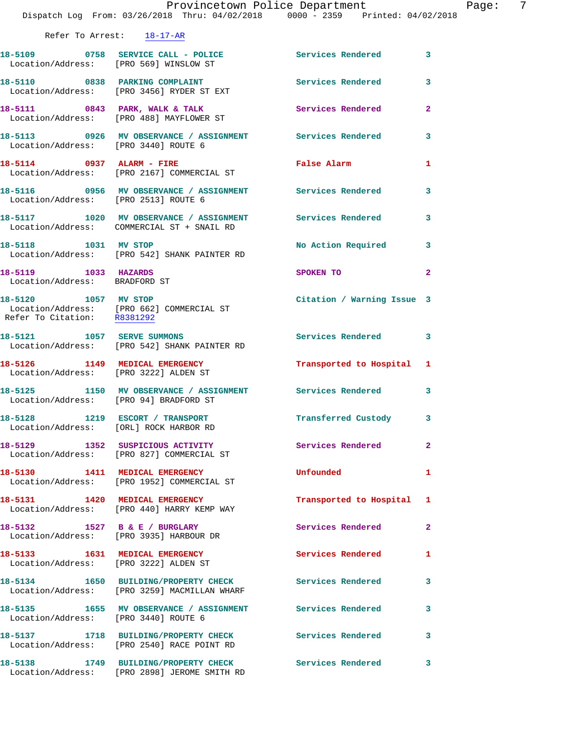Refer To Arrest: 18-17-AR

18-5109 0758 SERVICE CALL - POLICE Services Rendered 3
Location/Address: [PRO 569] WINSLOW ST

18-5110 0838 PARKING COMPLAINT Services Rendered 3
Location/Address: [PRO 3456] RYDER ST EXT

18-5111 0843 PARK, WALK & TALK Services Rendered 2
Location/Address: [PRO 488] MAYFLOWER ST

18-5113 0926 MV OBSERVANCE / ASSIGNMENT Services Rendered 3
Location/Address: [PRO 3440] ROUTE 6

18-5114 0937 ALARM - FIRE False Alarm 1
Location/Address: [PRO 2167] COMMERCIAL ST

18-5116 0956 MV OBSERVANCE / ASSIGNMENT Services Rendered 3
Location/Address: [PRO 2513] ROUTE 6

18-5117 1020 MV OBSERVANCE / ASSIGNMENT Services Rendered 3
Location/Address: COMMERCIAL ST + SNAIL RD

18-5118 1031 MV STOP No Action Required 3
Location/Address: [PRO 542] SHANK PAINTER RD

18-5119 1033 HAZARDS SPOKEN TO 2
Location/Address: BRADFORD ST

18-5120 1057 MV STOP Citation / Warning Issue 3
Location/Address: [PRO 662] COMMERCIAL ST
Refer To Citation: R8381292

18-5121 1057 SERVE SUMMONS Services Rendered 3
Location/Address: [PRO 542] SHANK PAINTER RD

18-5126 1149 MEDICAL EMERGENCY Transported to Hospital 1
Location/Address: [PRO 3222] ALDEN ST

18-5125 1150 MV OBSERVANCE / ASSIGNMENT Services Rendered 3
Location/Address: [PRO 94] BRADFORD ST

18-5128 1219 ESCORT / TRANSPORT Transferred Custody 3
Location/Address: [ORL] ROCK HARBOR RD

18-5129 1352 SUSPICIOUS ACTIVITY Services Rendered 2
Location/Address: [PRO 827] COMMERCIAL ST

18-5130 1411 MEDICAL EMERGENCY Unfounded 1
Location/Address: [PRO 1952] COMMERCIAL ST

18-5131 1420 MEDICAL EMERGENCY Transported to Hospital 1
Location/Address: [PRO 440] HARRY KEMP WAY

18-5132 1527 B & E / BURGLARY Services Rendered 2
Location/Address: [PRO 3935] HARBOUR DR

18-5133 1631 MEDICAL EMERGENCY Services Rendered 1
Location/Address: [PRO 3222] ALDEN ST

18-5134 1650 BUILDING/PROPERTY CHECK Services Rendered 3
Location/Address: [PRO 3259] MACMILLAN WHARF

18-5135 1655 MV OBSERVANCE / ASSIGNMENT Services Rendered 3
Location/Address: [PRO 3440] ROUTE 6

18-5137 1718 BUILDING/PROPERTY CHECK Services Rendered 3
Location/Address: [PRO 2540] RACE POINT RD

18-5138 1749 BUILDING/PROPERTY CHECK Services Rendered 3
Location/Address: [PRO 2898] JEROME SMITH RD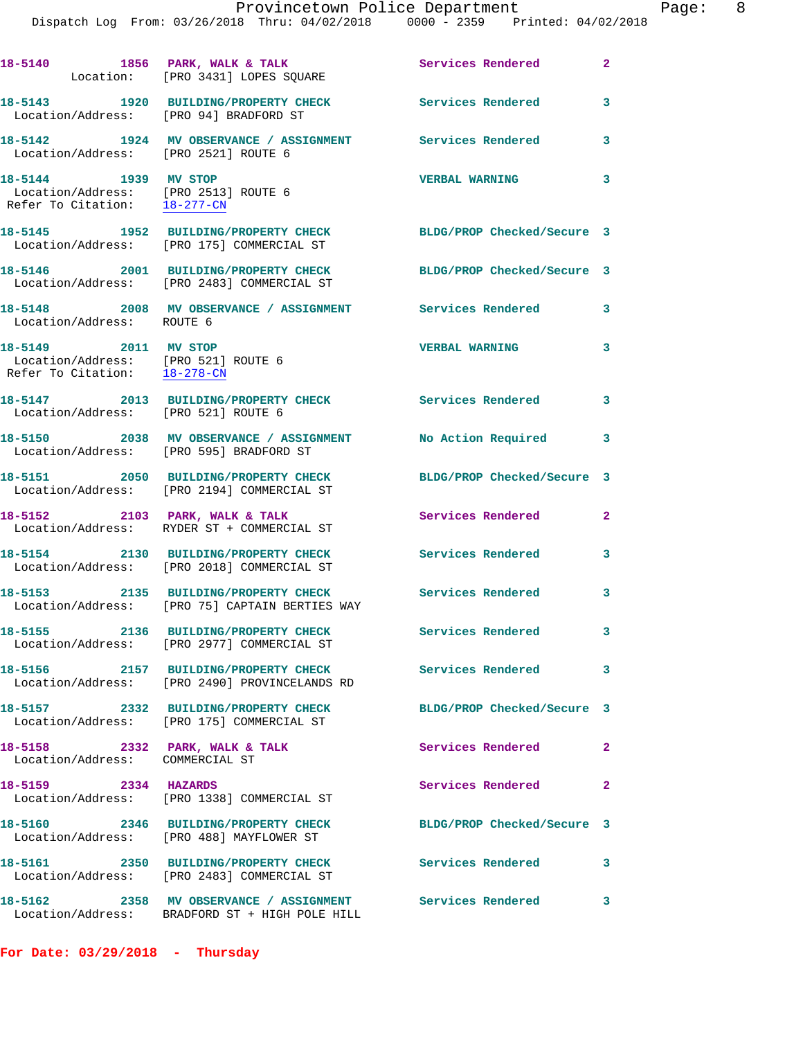18-5140 1856 PARK, WALK & TALK Services Rendered 2
Location: [PRO 3431] LOPES SQUARE

18-5143 1920 BUILDING/PROPERTY CHECK Services Rendered 3
Location/Address: [PRO 94] BRADFORD ST

18-5142 1924 MV OBSERVANCE / ASSIGNMENT Services Rendered 3
Location/Address: [PRO 2521] ROUTE 6

18-5144 1939 MV STOP VERBAL WARNING 3
Location/Address: [PRO 2513] ROUTE 6
Refer To Citation: 18-277-CN

18-5145 1952 BUILDING/PROPERTY CHECK BLDG/PROP Checked/Secure 3
Location/Address: [PRO 175] COMMERCIAL ST

18-5146 2001 BUILDING/PROPERTY CHECK BLDG/PROP Checked/Secure 3
Location/Address: [PRO 2483] COMMERCIAL ST

18-5148 2008 MV OBSERVANCE / ASSIGNMENT Services Rendered 3
Location/Address: ROUTE 6

18-5149 2011 MV STOP VERBAL WARNING 3
Location/Address: [PRO 521] ROUTE 6
Refer To Citation: 18-278-CN

18-5147 2013 BUILDING/PROPERTY CHECK Services Rendered 3
Location/Address: [PRO 521] ROUTE 6

18-5150 2038 MV OBSERVANCE / ASSIGNMENT No Action Required 3
Location/Address: [PRO 595] BRADFORD ST

18-5151 2050 BUILDING/PROPERTY CHECK BLDG/PROP Checked/Secure 3
Location/Address: [PRO 2194] COMMERCIAL ST

18-5152 2103 PARK, WALK & TALK Services Rendered 2
Location/Address: RYDER ST + COMMERCIAL ST

18-5154 2130 BUILDING/PROPERTY CHECK Services Rendered 3
Location/Address: [PRO 2018] COMMERCIAL ST

18-5153 2135 BUILDING/PROPERTY CHECK Services Rendered 3
Location/Address: [PRO 75] CAPTAIN BERTIES WAY

18-5155 2136 BUILDING/PROPERTY CHECK Services Rendered 3
Location/Address: [PRO 2977] COMMERCIAL ST

18-5156 2157 BUILDING/PROPERTY CHECK Services Rendered 3
Location/Address: [PRO 2490] PROVINCELANDS RD

18-5157 2332 BUILDING/PROPERTY CHECK BLDG/PROP Checked/Secure 3
Location/Address: [PRO 175] COMMERCIAL ST

18-5158 2332 PARK, WALK & TALK Services Rendered 2
Location/Address: COMMERCIAL ST

18-5159 2334 HAZARDS Services Rendered 2
Location/Address: [PRO 1338] COMMERCIAL ST

18-5160 2346 BUILDING/PROPERTY CHECK BLDG/PROP Checked/Secure 3
Location/Address: [PRO 488] MAYFLOWER ST

18-5161 2350 BUILDING/PROPERTY CHECK Services Rendered 3
Location/Address: [PRO 2483] COMMERCIAL ST

18-5162 2358 MV OBSERVANCE / ASSIGNMENT Services Rendered 3
Location/Address: BRADFORD ST + HIGH POLE HILL

**For Date: 03/29/2018 - Thursday**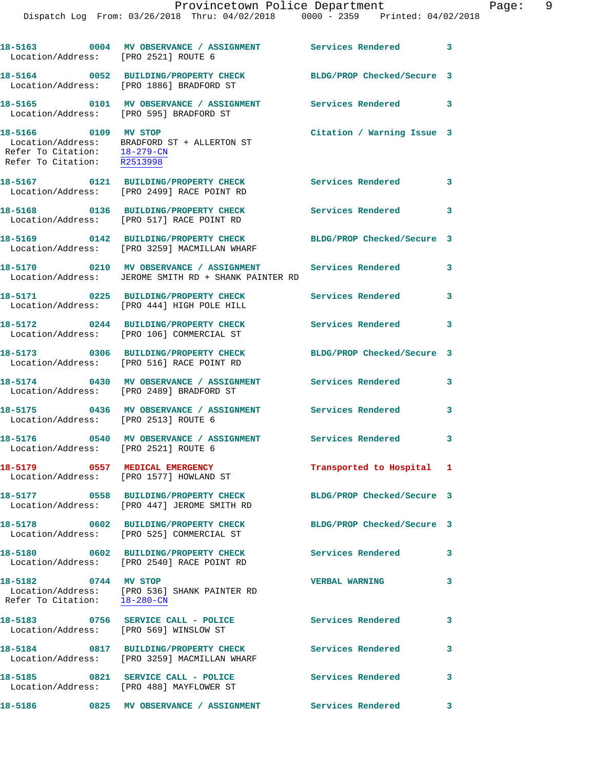18-5163 0004 MV OBSERVANCE / ASSIGNMENT Services Rendered 3
Location/Address: [PRO 2521] ROUTE 6

18-5164 0052 BUILDING/PROPERTY CHECK BLDG/PROP Checked/Secure 3
Location/Address: [PRO 1886] BRADFORD ST

18-5165 0101 MV OBSERVANCE / ASSIGNMENT Services Rendered 3
Location/Address: [PRO 595] BRADFORD ST

18-5166 0109 MV STOP Citation / Warning Issue 3
Location/Address: BRADFORD ST + ALLERTON ST
Refer To Citation: 18-279-CN
Refer To Citation: R2513998

18-5167 0121 BUILDING/PROPERTY CHECK Services Rendered 3
Location/Address: [PRO 2499] RACE POINT RD

18-5168 0136 BUILDING/PROPERTY CHECK Services Rendered 3
Location/Address: [PRO 517] RACE POINT RD

18-5169 0142 BUILDING/PROPERTY CHECK BLDG/PROP Checked/Secure 3
Location/Address: [PRO 3259] MACMILLAN WHARF

18-5170 0210 MV OBSERVANCE / ASSIGNMENT Services Rendered 3
Location/Address: JEROME SMITH RD + SHANK PAINTER RD

18-5171 0225 BUILDING/PROPERTY CHECK Services Rendered 3
Location/Address: [PRO 444] HIGH POLE HILL

18-5172 0244 BUILDING/PROPERTY CHECK Services Rendered 3
Location/Address: [PRO 106] COMMERCIAL ST

18-5173 0306 BUILDING/PROPERTY CHECK BLDG/PROP Checked/Secure 3
Location/Address: [PRO 516] RACE POINT RD

18-5174 0430 MV OBSERVANCE / ASSIGNMENT Services Rendered 3
Location/Address: [PRO 2489] BRADFORD ST

18-5175 0436 MV OBSERVANCE / ASSIGNMENT Services Rendered 3
Location/Address: [PRO 2513] ROUTE 6

18-5176 0540 MV OBSERVANCE / ASSIGNMENT Services Rendered 3
Location/Address: [PRO 2521] ROUTE 6

18-5179 0557 MEDICAL EMERGENCY Transported to Hospital 1
Location/Address: [PRO 1577] HOWLAND ST

18-5177 0558 BUILDING/PROPERTY CHECK BLDG/PROP Checked/Secure 3
Location/Address: [PRO 447] JEROME SMITH RD

18-5178 0602 BUILDING/PROPERTY CHECK BLDG/PROP Checked/Secure 3
Location/Address: [PRO 525] COMMERCIAL ST

18-5180 0602 BUILDING/PROPERTY CHECK Services Rendered 3
Location/Address: [PRO 2540] RACE POINT RD

18-5182 0744 MV STOP VERBAL WARNING 3
Location/Address: [PRO 536] SHANK PAINTER RD
Refer To Citation: 18-280-CN

18-5183 0756 SERVICE CALL - POLICE Services Rendered 3
Location/Address: [PRO 569] WINSLOW ST

18-5184 0817 BUILDING/PROPERTY CHECK Services Rendered 3
Location/Address: [PRO 3259] MACMILLAN WHARF

18-5185 0821 SERVICE CALL - POLICE Services Rendered 3
Location/Address: [PRO 488] MAYFLOWER ST

18-5186 0825 MV OBSERVANCE / ASSIGNMENT Services Rendered 3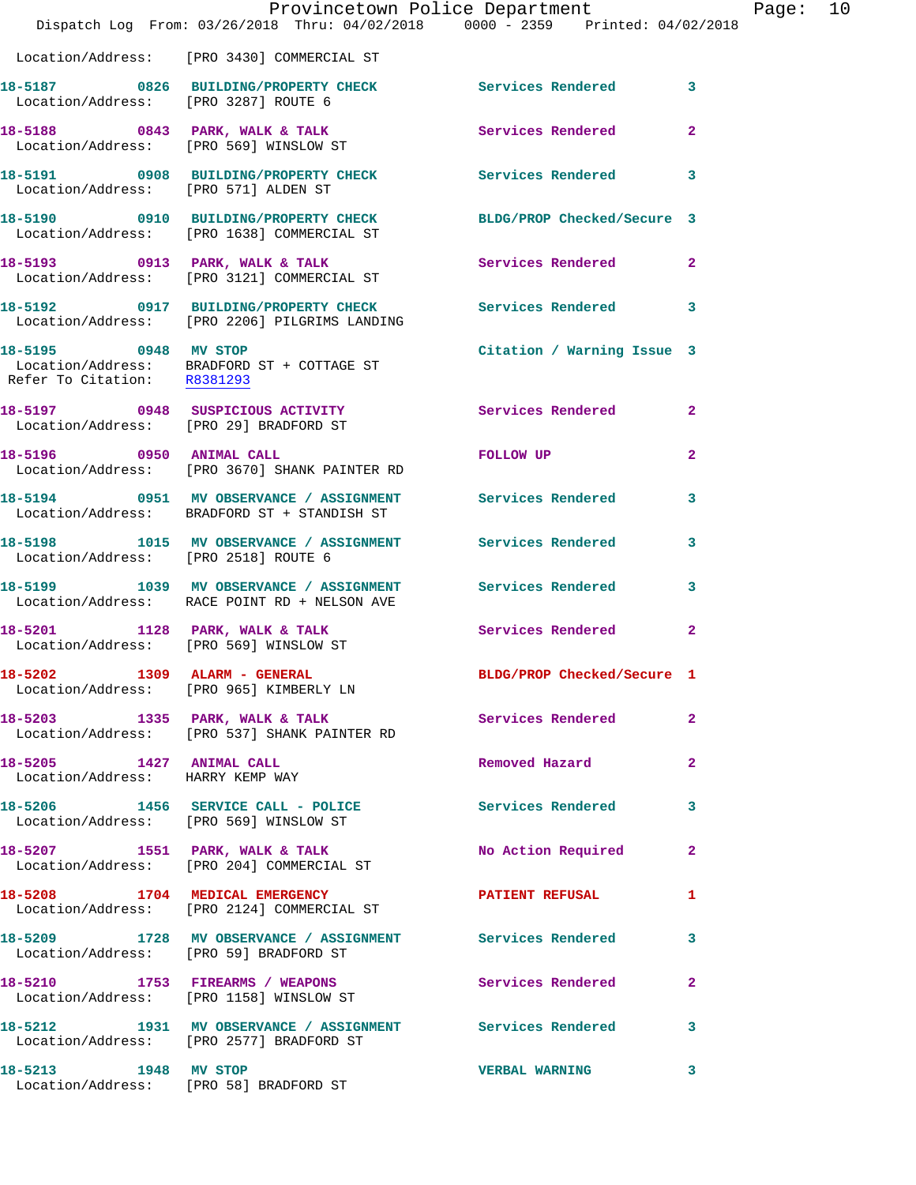Location/Address: [PRO 3430] COMMERCIAL ST

| Call Number | Time | Call Reason | Action | Priority |
|---|---|---|---|---|
| 18-5187 | 0826 | BUILDING/PROPERTY CHECK | Services Rendered | 3 |
| | | Location/Address: [PRO 3287] ROUTE 6 | | |
| 18-5188 | 0843 | PARK, WALK & TALK | Services Rendered | 2 |
| | | Location/Address: [PRO 569] WINSLOW ST | | |
| 18-5191 | 0908 | BUILDING/PROPERTY CHECK | Services Rendered | 3 |
| | | Location/Address: [PRO 571] ALDEN ST | | |
| 18-5190 | 0910 | BUILDING/PROPERTY CHECK | BLDG/PROP Checked/Secure | 3 |
| | | Location/Address: [PRO 1638] COMMERCIAL ST | | |
| 18-5193 | 0913 | PARK, WALK & TALK | Services Rendered | 2 |
| | | Location/Address: [PRO 3121] COMMERCIAL ST | | |
| 18-5192 | 0917 | BUILDING/PROPERTY CHECK | Services Rendered | 3 |
| | | Location/Address: [PRO 2206] PILGRIMS LANDING | | |
| 18-5195 | 0948 | MV STOP | Citation / Warning Issue | 3 |
| | | Location/Address: BRADFORD ST + COTTAGE ST | | |
| | | Refer To Citation: R8381293 | | |
| 18-5197 | 0948 | SUSPICIOUS ACTIVITY | Services Rendered | 2 |
| | | Location/Address: [PRO 29] BRADFORD ST | | |
| 18-5196 | 0950 | ANIMAL CALL | FOLLOW UP | 2 |
| | | Location/Address: [PRO 3670] SHANK PAINTER RD | | |
| 18-5194 | 0951 | MV OBSERVANCE / ASSIGNMENT | Services Rendered | 3 |
| | | Location/Address: BRADFORD ST + STANDISH ST | | |
| 18-5198 | 1015 | MV OBSERVANCE / ASSIGNMENT | Services Rendered | 3 |
| | | Location/Address: [PRO 2518] ROUTE 6 | | |
| 18-5199 | 1039 | MV OBSERVANCE / ASSIGNMENT | Services Rendered | 3 |
| | | Location/Address: RACE POINT RD + NELSON AVE | | |
| 18-5201 | 1128 | PARK, WALK & TALK | Services Rendered | 2 |
| | | Location/Address: [PRO 569] WINSLOW ST | | |
| 18-5202 | 1309 | ALARM - GENERAL | BLDG/PROP Checked/Secure | 1 |
| | | Location/Address: [PRO 965] KIMBERLY LN | | |
| 18-5203 | 1335 | PARK, WALK & TALK | Services Rendered | 2 |
| | | Location/Address: [PRO 537] SHANK PAINTER RD | | |
| 18-5205 | 1427 | ANIMAL CALL | Removed Hazard | 2 |
| | | Location/Address: HARRY KEMP WAY | | |
| 18-5206 | 1456 | SERVICE CALL - POLICE | Services Rendered | 3 |
| | | Location/Address: [PRO 569] WINSLOW ST | | |
| 18-5207 | 1551 | PARK, WALK & TALK | No Action Required | 2 |
| | | Location/Address: [PRO 204] COMMERCIAL ST | | |
| 18-5208 | 1704 | MEDICAL EMERGENCY | PATIENT REFUSAL | 1 |
| | | Location/Address: [PRO 2124] COMMERCIAL ST | | |
| 18-5209 | 1728 | MV OBSERVANCE / ASSIGNMENT | Services Rendered | 3 |
| | | Location/Address: [PRO 59] BRADFORD ST | | |
| 18-5210 | 1753 | FIREARMS / WEAPONS | Services Rendered | 2 |
| | | Location/Address: [PRO 1158] WINSLOW ST | | |
| 18-5212 | 1931 | MV OBSERVANCE / ASSIGNMENT | Services Rendered | 3 |
| | | Location/Address: [PRO 2577] BRADFORD ST | | |
| 18-5213 | 1948 | MV STOP | VERBAL WARNING | 3 |
| | | Location/Address: [PRO 58] BRADFORD ST | | |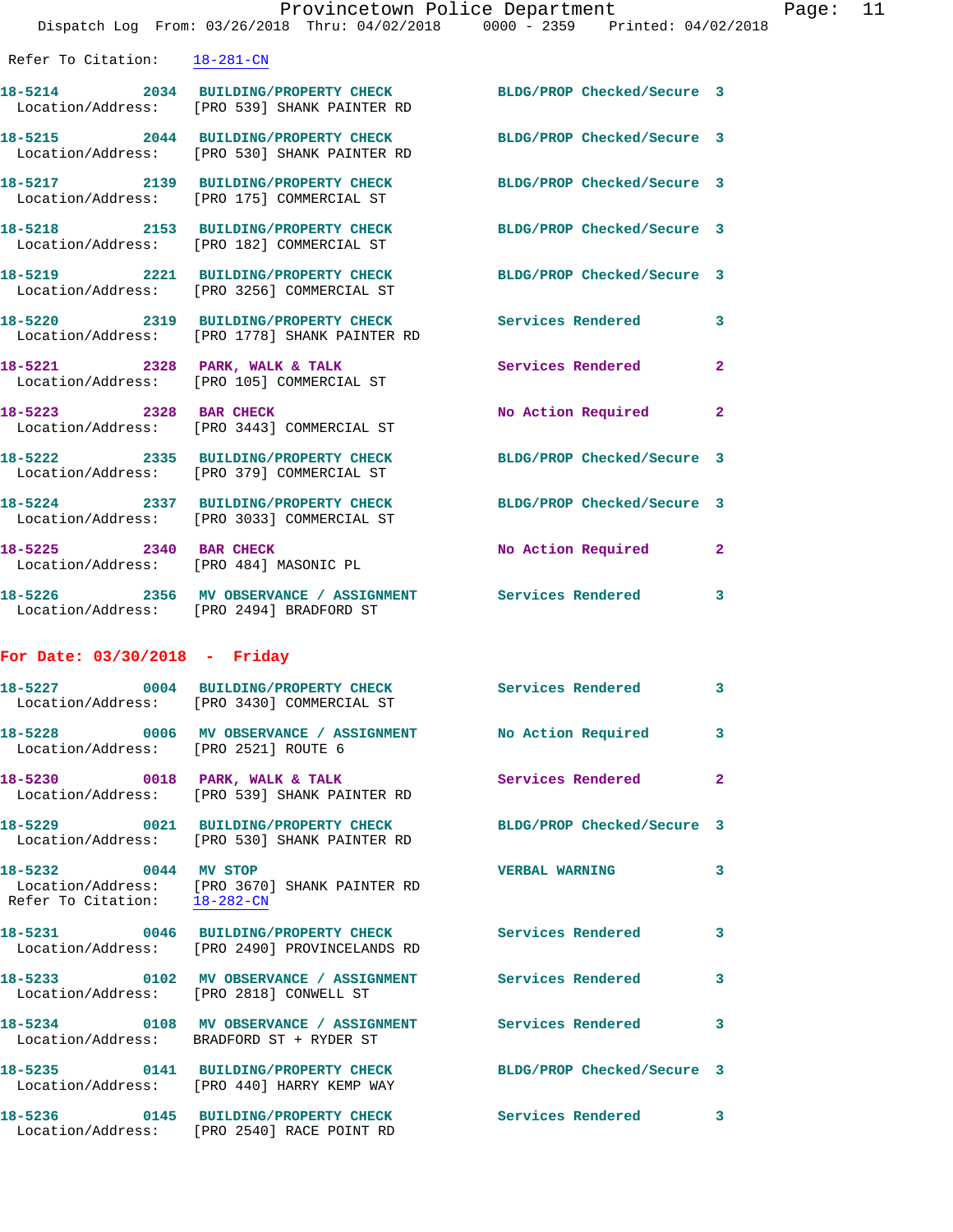Refer To Citation: 18-281-CN

18-5214 2034 BUILDING/PROPERTY CHECK BLDG/PROP Checked/Secure 3
Location/Address: [PRO 539] SHANK PAINTER RD

18-5215 2044 BUILDING/PROPERTY CHECK BLDG/PROP Checked/Secure 3
Location/Address: [PRO 530] SHANK PAINTER RD

18-5217 2139 BUILDING/PROPERTY CHECK BLDG/PROP Checked/Secure 3
Location/Address: [PRO 175] COMMERCIAL ST

18-5218 2153 BUILDING/PROPERTY CHECK BLDG/PROP Checked/Secure 3
Location/Address: [PRO 182] COMMERCIAL ST

18-5219 2221 BUILDING/PROPERTY CHECK BLDG/PROP Checked/Secure 3
Location/Address: [PRO 3256] COMMERCIAL ST

18-5220 2319 BUILDING/PROPERTY CHECK Services Rendered 3
Location/Address: [PRO 1778] SHANK PAINTER RD

18-5221 2328 PARK, WALK & TALK Services Rendered 2
Location/Address: [PRO 105] COMMERCIAL ST

18-5223 2328 BAR CHECK No Action Required 2
Location/Address: [PRO 3443] COMMERCIAL ST

18-5222 2335 BUILDING/PROPERTY CHECK BLDG/PROP Checked/Secure 3
Location/Address: [PRO 379] COMMERCIAL ST

18-5224 2337 BUILDING/PROPERTY CHECK BLDG/PROP Checked/Secure 3
Location/Address: [PRO 3033] COMMERCIAL ST

18-5225 2340 BAR CHECK No Action Required 2
Location/Address: [PRO 484] MASONIC PL

18-5226 2356 MV OBSERVANCE / ASSIGNMENT Services Rendered 3
Location/Address: [PRO 2494] BRADFORD ST

**For Date: 03/30/2018 - Friday**

18-5227 0004 BUILDING/PROPERTY CHECK Services Rendered 3
Location/Address: [PRO 3430] COMMERCIAL ST

18-5228 0006 MV OBSERVANCE / ASSIGNMENT No Action Required 3
Location/Address: [PRO 2521] ROUTE 6

18-5230 0018 PARK, WALK & TALK Services Rendered 2
Location/Address: [PRO 539] SHANK PAINTER RD

18-5229 0021 BUILDING/PROPERTY CHECK BLDG/PROP Checked/Secure 3
Location/Address: [PRO 530] SHANK PAINTER RD

18-5232 0044 MV STOP VERBAL WARNING 3
Location/Address: [PRO 3670] SHANK PAINTER RD
Refer To Citation: 18-282-CN

18-5231 0046 BUILDING/PROPERTY CHECK Services Rendered 3
Location/Address: [PRO 2490] PROVINCELANDS RD

18-5233 0102 MV OBSERVANCE / ASSIGNMENT Services Rendered 3
Location/Address: [PRO 2818] CONWELL ST

18-5234 0108 MV OBSERVANCE / ASSIGNMENT Services Rendered 3
Location/Address: BRADFORD ST + RYDER ST

18-5235 0141 BUILDING/PROPERTY CHECK BLDG/PROP Checked/Secure 3
Location/Address: [PRO 440] HARRY KEMP WAY

18-5236 0145 BUILDING/PROPERTY CHECK Services Rendered 3
Location/Address: [PRO 2540] RACE POINT RD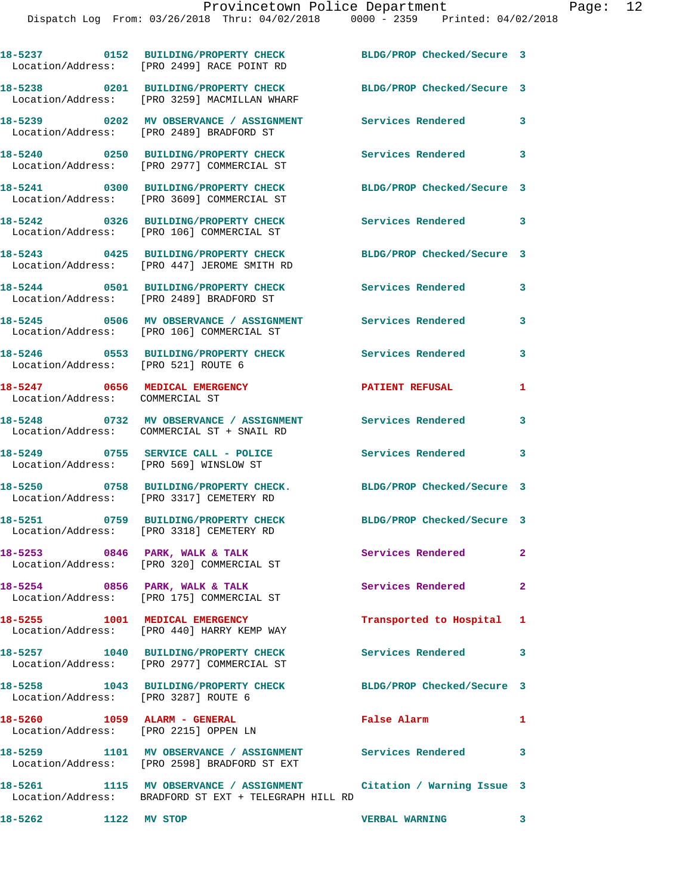18-5237 0152 BUILDING/PROPERTY CHECK BLDG/PROP Checked/Secure 3
Location/Address: [PRO 2499] RACE POINT RD

18-5238 0201 BUILDING/PROPERTY CHECK BLDG/PROP Checked/Secure 3
Location/Address: [PRO 3259] MACMILLAN WHARF

18-5239 0202 MV OBSERVANCE / ASSIGNMENT Services Rendered 3
Location/Address: [PRO 2489] BRADFORD ST

18-5240 0250 BUILDING/PROPERTY CHECK Services Rendered 3
Location/Address: [PRO 2977] COMMERCIAL ST

18-5241 0300 BUILDING/PROPERTY CHECK BLDG/PROP Checked/Secure 3
Location/Address: [PRO 3609] COMMERCIAL ST

18-5242 0326 BUILDING/PROPERTY CHECK Services Rendered 3
Location/Address: [PRO 106] COMMERCIAL ST

18-5243 0425 BUILDING/PROPERTY CHECK BLDG/PROP Checked/Secure 3
Location/Address: [PRO 447] JEROME SMITH RD

18-5244 0501 BUILDING/PROPERTY CHECK Services Rendered 3
Location/Address: [PRO 2489] BRADFORD ST

18-5245 0506 MV OBSERVANCE / ASSIGNMENT Services Rendered 3
Location/Address: [PRO 106] COMMERCIAL ST

18-5246 0553 BUILDING/PROPERTY CHECK Services Rendered 3
Location/Address: [PRO 521] ROUTE 6

18-5247 0656 MEDICAL EMERGENCY PATIENT REFUSAL 1
Location/Address: COMMERCIAL ST

18-5248 0732 MV OBSERVANCE / ASSIGNMENT Services Rendered 3
Location/Address: COMMERCIAL ST + SNAIL RD

18-5249 0755 SERVICE CALL - POLICE Services Rendered 3
Location/Address: [PRO 569] WINSLOW ST

18-5250 0758 BUILDING/PROPERTY CHECK. BLDG/PROP Checked/Secure 3
Location/Address: [PRO 3317] CEMETERY RD

18-5251 0759 BUILDING/PROPERTY CHECK BLDG/PROP Checked/Secure 3
Location/Address: [PRO 3318] CEMETERY RD

18-5253 0846 PARK, WALK & TALK Services Rendered 2
Location/Address: [PRO 320] COMMERCIAL ST

18-5254 0856 PARK, WALK & TALK Services Rendered 2
Location/Address: [PRO 175] COMMERCIAL ST

18-5255 1001 MEDICAL EMERGENCY Transported to Hospital 1
Location/Address: [PRO 440] HARRY KEMP WAY

18-5257 1040 BUILDING/PROPERTY CHECK Services Rendered 3
Location/Address: [PRO 2977] COMMERCIAL ST

18-5258 1043 BUILDING/PROPERTY CHECK BLDG/PROP Checked/Secure 3
Location/Address: [PRO 3287] ROUTE 6

18-5260 1059 ALARM - GENERAL False Alarm 1
Location/Address: [PRO 2215] OPPEN LN

18-5259 1101 MV OBSERVANCE / ASSIGNMENT Services Rendered 3
Location/Address: [PRO 2598] BRADFORD ST EXT

18-5261 1115 MV OBSERVANCE / ASSIGNMENT Citation / Warning Issue 3
Location/Address: BRADFORD ST EXT + TELEGRAPH HILL RD

18-5262 1122 MV STOP VERBAL WARNING 3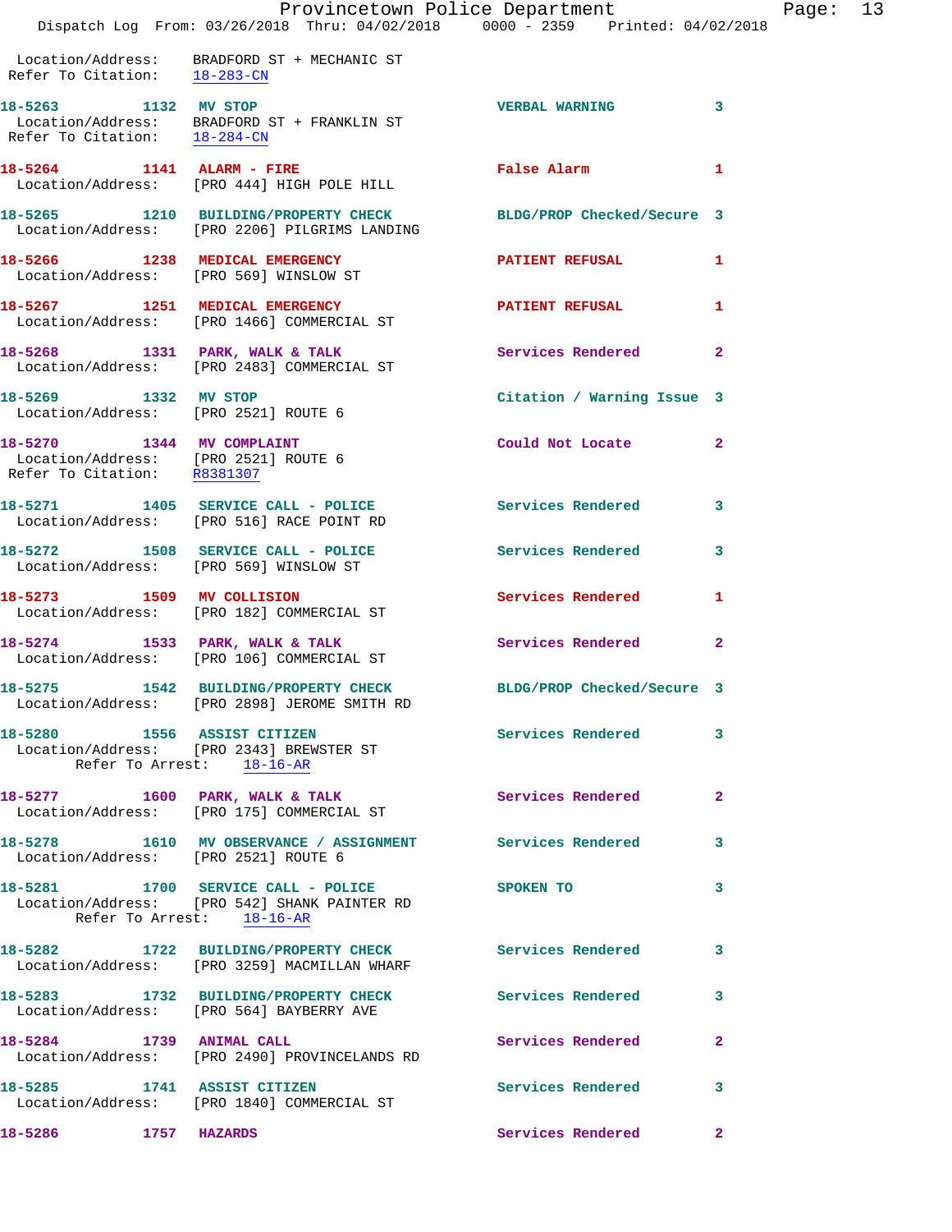Location/Address: BRADFORD ST + MECHANIC ST
Refer To Citation: 18-283-CN

**18-5263** 1132 **MV STOP** — VERBAL WARNING — 3
Location/Address: BRADFORD ST + FRANKLIN ST
Refer To Citation: 18-284-CN

**18-5264** 1141 **ALARM - FIRE** — False Alarm — 1
Location/Address: [PRO 444] HIGH POLE HILL

**18-5265** 1210 **BUILDING/PROPERTY CHECK** — BLDG/PROP Checked/Secure — 3
Location/Address: [PRO 2206] PILGRIMS LANDING

**18-5266** 1238 **MEDICAL EMERGENCY** — PATIENT REFUSAL — 1
Location/Address: [PRO 569] WINSLOW ST

**18-5267** 1251 **MEDICAL EMERGENCY** — PATIENT REFUSAL — 1
Location/Address: [PRO 1466] COMMERCIAL ST

**18-5268** 1331 **PARK, WALK & TALK** — Services Rendered — 2
Location/Address: [PRO 2483] COMMERCIAL ST

**18-5269** 1332 **MV STOP** — Citation / Warning Issue — 3
Location/Address: [PRO 2521] ROUTE 6

**18-5270** 1344 **MV COMPLAINT** — Could Not Locate — 2
Location/Address: [PRO 2521] ROUTE 6
Refer To Citation: R8381307

**18-5271** 1405 **SERVICE CALL - POLICE** — Services Rendered — 3
Location/Address: [PRO 516] RACE POINT RD

**18-5272** 1508 **SERVICE CALL - POLICE** — Services Rendered — 3
Location/Address: [PRO 569] WINSLOW ST

**18-5273** 1509 **MV COLLISION** — Services Rendered — 1
Location/Address: [PRO 182] COMMERCIAL ST

**18-5274** 1533 **PARK, WALK & TALK** — Services Rendered — 2
Location/Address: [PRO 106] COMMERCIAL ST

**18-5275** 1542 **BUILDING/PROPERTY CHECK** — BLDG/PROP Checked/Secure — 3
Location/Address: [PRO 2898] JEROME SMITH RD

**18-5280** 1556 **ASSIST CITIZEN** — Services Rendered — 3
Location/Address: [PRO 2343] BREWSTER ST
Refer To Arrest: 18-16-AR

**18-5277** 1600 **PARK, WALK & TALK** — Services Rendered — 2
Location/Address: [PRO 175] COMMERCIAL ST

**18-5278** 1610 **MV OBSERVANCE / ASSIGNMENT** — Services Rendered — 3
Location/Address: [PRO 2521] ROUTE 6

**18-5281** 1700 **SERVICE CALL - POLICE** — SPOKEN TO — 3
Location/Address: [PRO 542] SHANK PAINTER RD
Refer To Arrest: 18-16-AR

**18-5282** 1722 **BUILDING/PROPERTY CHECK** — Services Rendered — 3
Location/Address: [PRO 3259] MACMILLAN WHARF

**18-5283** 1732 **BUILDING/PROPERTY CHECK** — Services Rendered — 3
Location/Address: [PRO 564] BAYBERRY AVE

**18-5284** 1739 **ANIMAL CALL** — Services Rendered — 2
Location/Address: [PRO 2490] PROVINCELANDS RD

**18-5285** 1741 **ASSIST CITIZEN** — Services Rendered — 3
Location/Address: [PRO 1840] COMMERCIAL ST

**18-5286** 1757 **HAZARDS** — Services Rendered — 2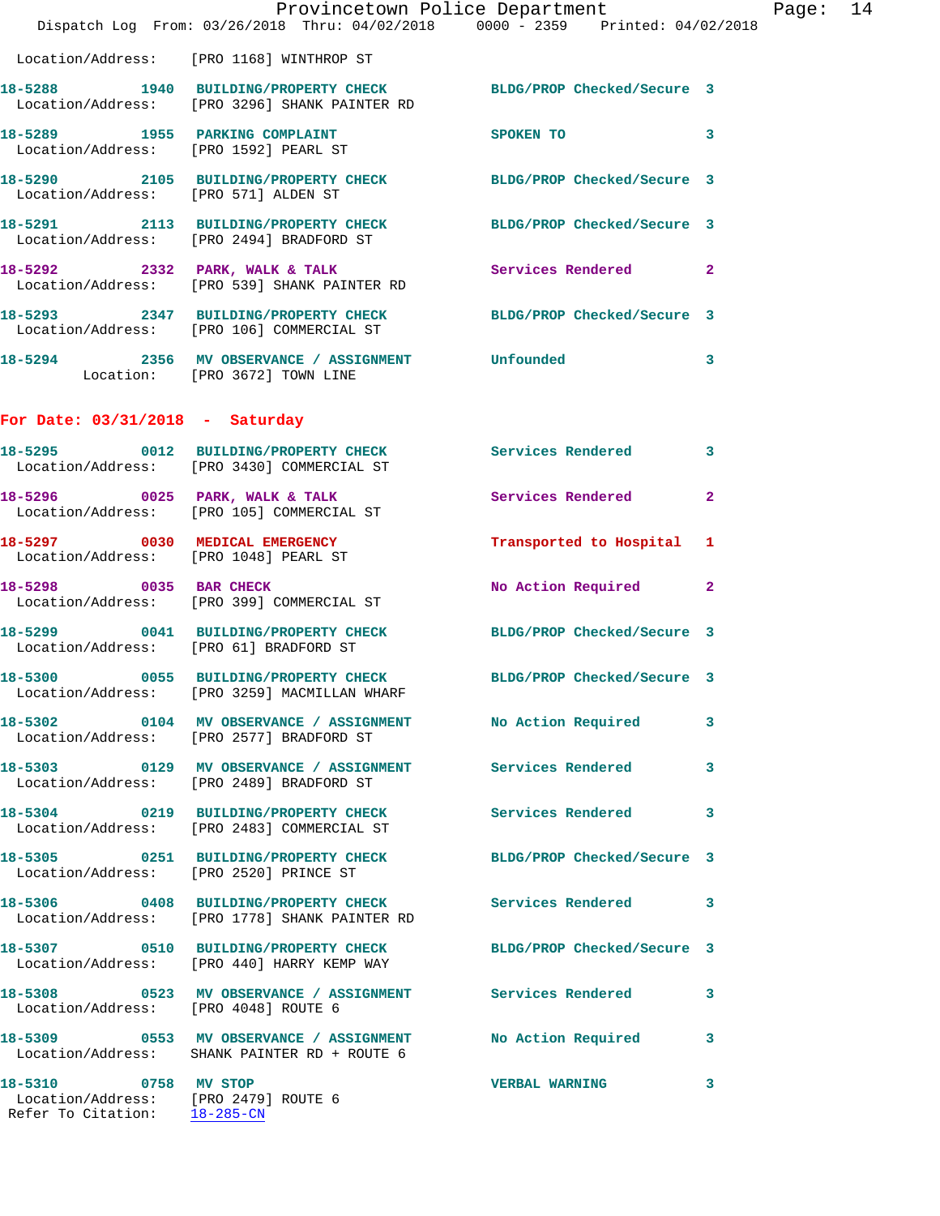Location/Address: [PRO 1168] WINTHROP ST

| Call # | Time | Call Reason | Action | Priority |
|---|---|---|---|---|
| 18-5288 | 1940 | BUILDING/PROPERTY CHECK | BLDG/PROP Checked/Secure | 3 |
| Location/Address: | | [PRO 3296] SHANK PAINTER RD | | |
| 18-5289 | 1955 | PARKING COMPLAINT | SPOKEN TO | 3 |
| Location/Address: | | [PRO 1592] PEARL ST | | |
| 18-5290 | 2105 | BUILDING/PROPERTY CHECK | BLDG/PROP Checked/Secure | 3 |
| Location/Address: | | [PRO 571] ALDEN ST | | |
| 18-5291 | 2113 | BUILDING/PROPERTY CHECK | BLDG/PROP Checked/Secure | 3 |
| Location/Address: | | [PRO 2494] BRADFORD ST | | |
| 18-5292 | 2332 | PARK, WALK & TALK | Services Rendered | 2 |
| Location/Address: | | [PRO 539] SHANK PAINTER RD | | |
| 18-5293 | 2347 | BUILDING/PROPERTY CHECK | BLDG/PROP Checked/Secure | 3 |
| Location/Address: | | [PRO 106] COMMERCIAL ST | | |
| 18-5294 | 2356 | MV OBSERVANCE / ASSIGNMENT | Unfounded | 3 |
| Location: | | [PRO 3672] TOWN LINE | | |

## For Date: 03/31/2018 - Saturday

| Call # | Time | Call Reason | Action | Priority |
|---|---|---|---|---|
| 18-5295 | 0012 | BUILDING/PROPERTY CHECK | Services Rendered | 3 |
| Location/Address: | | [PRO 3430] COMMERCIAL ST | | |
| 18-5296 | 0025 | PARK, WALK & TALK | Services Rendered | 2 |
| Location/Address: | | [PRO 105] COMMERCIAL ST | | |
| 18-5297 | 0030 | MEDICAL EMERGENCY | Transported to Hospital | 1 |
| Location/Address: | | [PRO 1048] PEARL ST | | |
| 18-5298 | 0035 | BAR CHECK | No Action Required | 2 |
| Location/Address: | | [PRO 399] COMMERCIAL ST | | |
| 18-5299 | 0041 | BUILDING/PROPERTY CHECK | BLDG/PROP Checked/Secure | 3 |
| Location/Address: | | [PRO 61] BRADFORD ST | | |
| 18-5300 | 0055 | BUILDING/PROPERTY CHECK | BLDG/PROP Checked/Secure | 3 |
| Location/Address: | | [PRO 3259] MACMILLAN WHARF | | |
| 18-5302 | 0104 | MV OBSERVANCE / ASSIGNMENT | No Action Required | 3 |
| Location/Address: | | [PRO 2577] BRADFORD ST | | |
| 18-5303 | 0129 | MV OBSERVANCE / ASSIGNMENT | Services Rendered | 3 |
| Location/Address: | | [PRO 2489] BRADFORD ST | | |
| 18-5304 | 0219 | BUILDING/PROPERTY CHECK | Services Rendered | 3 |
| Location/Address: | | [PRO 2483] COMMERCIAL ST | | |
| 18-5305 | 0251 | BUILDING/PROPERTY CHECK | BLDG/PROP Checked/Secure | 3 |
| Location/Address: | | [PRO 2520] PRINCE ST | | |
| 18-5306 | 0408 | BUILDING/PROPERTY CHECK | Services Rendered | 3 |
| Location/Address: | | [PRO 1778] SHANK PAINTER RD | | |
| 18-5307 | 0510 | BUILDING/PROPERTY CHECK | BLDG/PROP Checked/Secure | 3 |
| Location/Address: | | [PRO 440] HARRY KEMP WAY | | |
| 18-5308 | 0523 | MV OBSERVANCE / ASSIGNMENT | Services Rendered | 3 |
| Location/Address: | | [PRO 4048] ROUTE 6 | | |
| 18-5309 | 0553 | MV OBSERVANCE / ASSIGNMENT | No Action Required | 3 |
| Location/Address: | | SHANK PAINTER RD + ROUTE 6 | | |
| 18-5310 | 0758 | MV STOP | VERBAL WARNING | 3 |
| Location/Address: | | [PRO 2479] ROUTE 6 | | |
| Refer To Citation: | | 18-285-CN | | |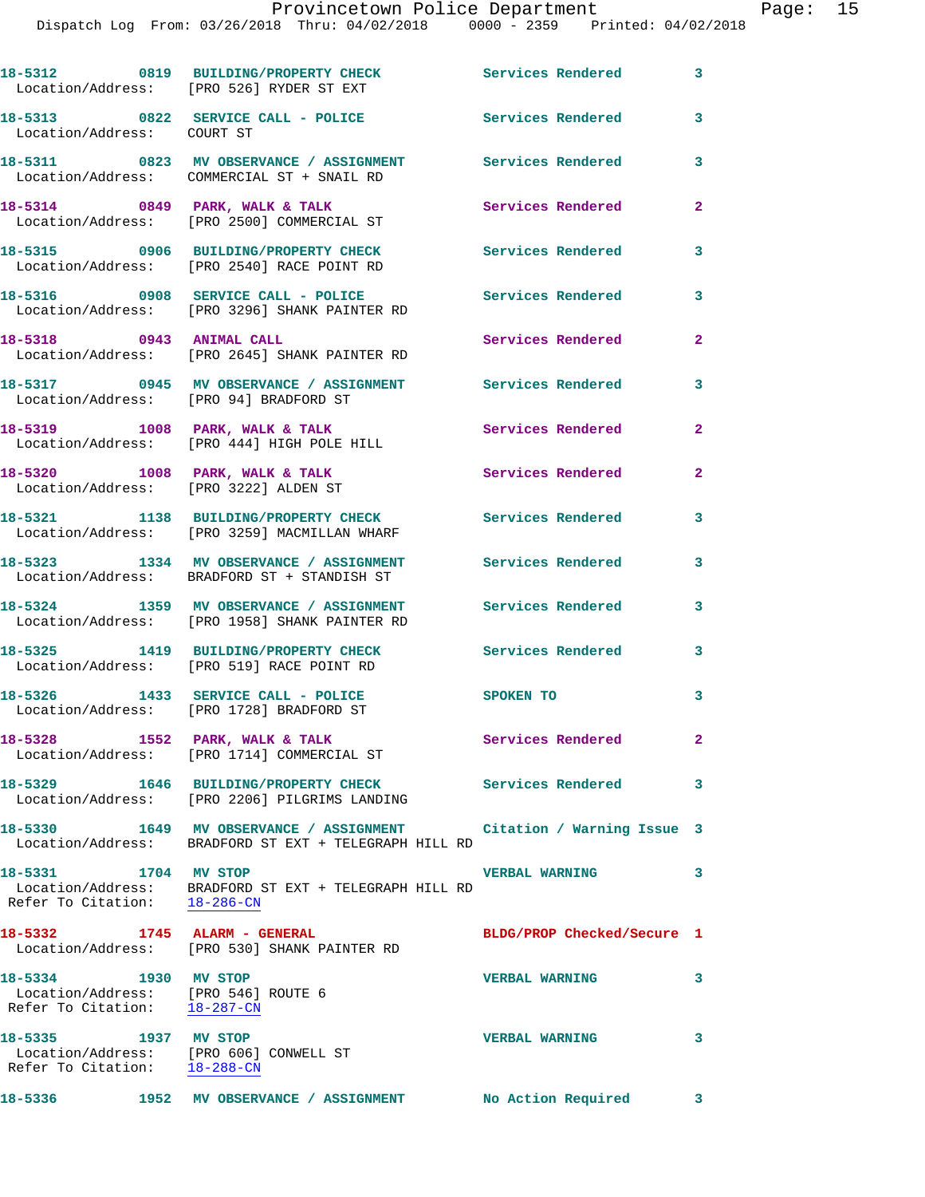18-5312 0819 BUILDING/PROPERTY CHECK Services Rendered 3
Location/Address: [PRO 526] RYDER ST EXT

18-5313 0822 SERVICE CALL - POLICE Services Rendered 3
Location/Address: COURT ST

18-5311 0823 MV OBSERVANCE / ASSIGNMENT Services Rendered 3
Location/Address: COMMERCIAL ST + SNAIL RD

18-5314 0849 PARK, WALK & TALK Services Rendered 2
Location/Address: [PRO 2500] COMMERCIAL ST

18-5315 0906 BUILDING/PROPERTY CHECK Services Rendered 3
Location/Address: [PRO 2540] RACE POINT RD

18-5316 0908 SERVICE CALL - POLICE Services Rendered 3
Location/Address: [PRO 3296] SHANK PAINTER RD

18-5318 0943 ANIMAL CALL Services Rendered 2
Location/Address: [PRO 2645] SHANK PAINTER RD

18-5317 0945 MV OBSERVANCE / ASSIGNMENT Services Rendered 3
Location/Address: [PRO 94] BRADFORD ST

18-5319 1008 PARK, WALK & TALK Services Rendered 2
Location/Address: [PRO 444] HIGH POLE HILL

18-5320 1008 PARK, WALK & TALK Services Rendered 2
Location/Address: [PRO 3222] ALDEN ST

18-5321 1138 BUILDING/PROPERTY CHECK Services Rendered 3
Location/Address: [PRO 3259] MACMILLAN WHARF

18-5323 1334 MV OBSERVANCE / ASSIGNMENT Services Rendered 3
Location/Address: BRADFORD ST + STANDISH ST

18-5324 1359 MV OBSERVANCE / ASSIGNMENT Services Rendered 3
Location/Address: [PRO 1958] SHANK PAINTER RD

18-5325 1419 BUILDING/PROPERTY CHECK Services Rendered 3
Location/Address: [PRO 519] RACE POINT RD

18-5326 1433 SERVICE CALL - POLICE SPOKEN TO 3
Location/Address: [PRO 1728] BRADFORD ST

18-5328 1552 PARK, WALK & TALK Services Rendered 2
Location/Address: [PRO 1714] COMMERCIAL ST

18-5329 1646 BUILDING/PROPERTY CHECK Services Rendered 3
Location/Address: [PRO 2206] PILGRIMS LANDING

18-5330 1649 MV OBSERVANCE / ASSIGNMENT Citation / Warning Issue 3
Location/Address: BRADFORD ST EXT + TELEGRAPH HILL RD

18-5331 1704 MV STOP VERBAL WARNING 3
Location/Address: BRADFORD ST EXT + TELEGRAPH HILL RD
Refer To Citation: 18-286-CN

18-5332 1745 ALARM - GENERAL BLDG/PROP Checked/Secure 1
Location/Address: [PRO 530] SHANK PAINTER RD

18-5334 1930 MV STOP VERBAL WARNING 3
Location/Address: [PRO 546] ROUTE 6
Refer To Citation: 18-287-CN

18-5335 1937 MV STOP VERBAL WARNING 3
Location/Address: [PRO 606] CONWELL ST
Refer To Citation: 18-288-CN

18-5336 1952 MV OBSERVANCE / ASSIGNMENT No Action Required 3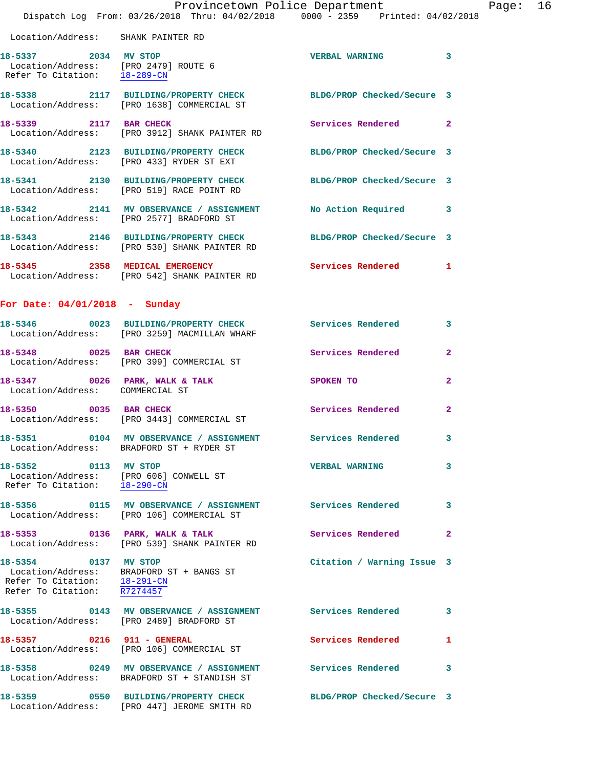Location/Address: SHANK PAINTER RD

**18-5337 2034 MV STOP** — VERBAL WARNING 3
Location/Address: [PRO 2479] ROUTE 6
Refer To Citation: 18-289-CN

**18-5338 2117 BUILDING/PROPERTY CHECK** — BLDG/PROP Checked/Secure 3
Location/Address: [PRO 1638] COMMERCIAL ST

**18-5339 2117 BAR CHECK** — Services Rendered 2
Location/Address: [PRO 3912] SHANK PAINTER RD

**18-5340 2123 BUILDING/PROPERTY CHECK** — BLDG/PROP Checked/Secure 3
Location/Address: [PRO 433] RYDER ST EXT

**18-5341 2130 BUILDING/PROPERTY CHECK** — BLDG/PROP Checked/Secure 3
Location/Address: [PRO 519] RACE POINT RD

**18-5342 2141 MV OBSERVANCE / ASSIGNMENT** — No Action Required 3
Location/Address: [PRO 2577] BRADFORD ST

**18-5343 2146 BUILDING/PROPERTY CHECK** — BLDG/PROP Checked/Secure 3
Location/Address: [PRO 530] SHANK PAINTER RD

**18-5345 2358 MEDICAL EMERGENCY** — Services Rendered 1
Location/Address: [PRO 542] SHANK PAINTER RD

## For Date: 04/01/2018 - Sunday

**18-5346 0023 BUILDING/PROPERTY CHECK** — Services Rendered 3
Location/Address: [PRO 3259] MACMILLAN WHARF

**18-5348 0025 BAR CHECK** — Services Rendered 2
Location/Address: [PRO 399] COMMERCIAL ST

**18-5347 0026 PARK, WALK & TALK** — SPOKEN TO 2
Location/Address: COMMERCIAL ST

**18-5350 0035 BAR CHECK** — Services Rendered 2
Location/Address: [PRO 3443] COMMERCIAL ST

**18-5351 0104 MV OBSERVANCE / ASSIGNMENT** — Services Rendered 3
Location/Address: BRADFORD ST + RYDER ST

**18-5352 0113 MV STOP** — VERBAL WARNING 3
Location/Address: [PRO 606] CONWELL ST
Refer To Citation: 18-290-CN

**18-5356 0115 MV OBSERVANCE / ASSIGNMENT** — Services Rendered 3
Location/Address: [PRO 106] COMMERCIAL ST

**18-5353 0136 PARK, WALK & TALK** — Services Rendered 2
Location/Address: [PRO 539] SHANK PAINTER RD

**18-5354 0137 MV STOP** — Citation / Warning Issue 3
Location/Address: BRADFORD ST + BANGS ST
Refer To Citation: 18-291-CN
Refer To Citation: R7274457

**18-5355 0143 MV OBSERVANCE / ASSIGNMENT** — Services Rendered 3
Location/Address: [PRO 2489] BRADFORD ST

**18-5357 0216 911 - GENERAL** — Services Rendered 1
Location/Address: [PRO 106] COMMERCIAL ST

**18-5358 0249 MV OBSERVANCE / ASSIGNMENT** — Services Rendered 3
Location/Address: BRADFORD ST + STANDISH ST

**18-5359 0550 BUILDING/PROPERTY CHECK** — BLDG/PROP Checked/Secure 3
Location/Address: [PRO 447] JEROME SMITH RD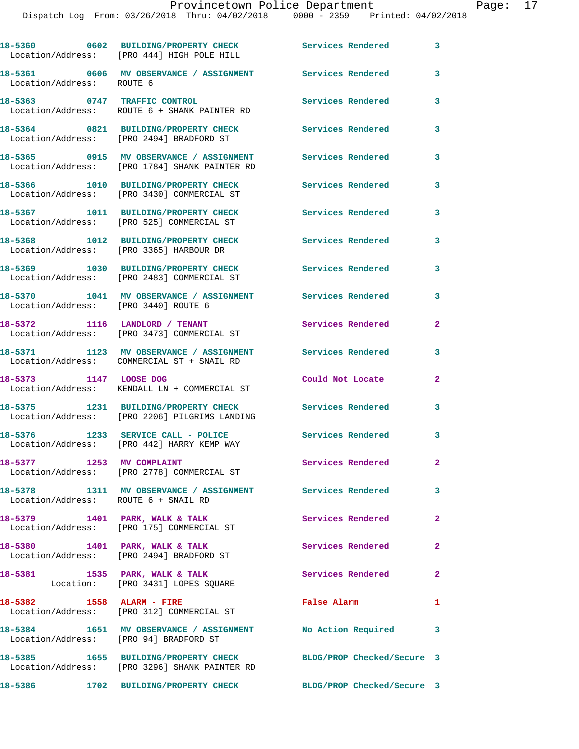| Call # | Time | Call Type | Disposition | Priority |
|---|---|---|---|---|
| 18-5360 | 0602 | BUILDING/PROPERTY CHECK | Services Rendered | 3 |
| Location/Address: [PRO 444] HIGH POLE HILL | | | | |
| 18-5361 | 0606 | MV OBSERVANCE / ASSIGNMENT | Services Rendered | 3 |
| Location/Address: ROUTE 6 | | | | |
| 18-5363 | 0747 | TRAFFIC CONTROL | Services Rendered | 3 |
| Location/Address: ROUTE 6 + SHANK PAINTER RD | | | | |
| 18-5364 | 0821 | BUILDING/PROPERTY CHECK | Services Rendered | 3 |
| Location/Address: [PRO 2494] BRADFORD ST | | | | |
| 18-5365 | 0915 | MV OBSERVANCE / ASSIGNMENT | Services Rendered | 3 |
| Location/Address: [PRO 1784] SHANK PAINTER RD | | | | |
| 18-5366 | 1010 | BUILDING/PROPERTY CHECK | Services Rendered | 3 |
| Location/Address: [PRO 3430] COMMERCIAL ST | | | | |
| 18-5367 | 1011 | BUILDING/PROPERTY CHECK | Services Rendered | 3 |
| Location/Address: [PRO 525] COMMERCIAL ST | | | | |
| 18-5368 | 1012 | BUILDING/PROPERTY CHECK | Services Rendered | 3 |
| Location/Address: [PRO 3365] HARBOUR DR | | | | |
| 18-5369 | 1030 | BUILDING/PROPERTY CHECK | Services Rendered | 3 |
| Location/Address: [PRO 2483] COMMERCIAL ST | | | | |
| 18-5370 | 1041 | MV OBSERVANCE / ASSIGNMENT | Services Rendered | 3 |
| Location/Address: [PRO 3440] ROUTE 6 | | | | |
| 18-5372 | 1116 | LANDLORD / TENANT | Services Rendered | 2 |
| Location/Address: [PRO 3473] COMMERCIAL ST | | | | |
| 18-5371 | 1123 | MV OBSERVANCE / ASSIGNMENT | Services Rendered | 3 |
| Location/Address: COMMERCIAL ST + SNAIL RD | | | | |
| 18-5373 | 1147 | LOOSE DOG | Could Not Locate | 2 |
| Location/Address: KENDALL LN + COMMERCIAL ST | | | | |
| 18-5375 | 1231 | BUILDING/PROPERTY CHECK | Services Rendered | 3 |
| Location/Address: [PRO 2206] PILGRIMS LANDING | | | | |
| 18-5376 | 1233 | SERVICE CALL - POLICE | Services Rendered | 3 |
| Location/Address: [PRO 442] HARRY KEMP WAY | | | | |
| 18-5377 | 1253 | MV COMPLAINT | Services Rendered | 2 |
| Location/Address: [PRO 2778] COMMERCIAL ST | | | | |
| 18-5378 | 1311 | MV OBSERVANCE / ASSIGNMENT | Services Rendered | 3 |
| Location/Address: ROUTE 6 + SNAIL RD | | | | |
| 18-5379 | 1401 | PARK, WALK & TALK | Services Rendered | 2 |
| Location/Address: [PRO 175] COMMERCIAL ST | | | | |
| 18-5380 | 1401 | PARK, WALK & TALK | Services Rendered | 2 |
| Location/Address: [PRO 2494] BRADFORD ST | | | | |
| 18-5381 | 1535 | PARK, WALK & TALK | Services Rendered | 2 |
| Location: [PRO 3431] LOPES SQUARE | | | | |
| 18-5382 | 1558 | ALARM - FIRE | False Alarm | 1 |
| Location/Address: [PRO 312] COMMERCIAL ST | | | | |
| 18-5384 | 1651 | MV OBSERVANCE / ASSIGNMENT | No Action Required | 3 |
| Location/Address: [PRO 94] BRADFORD ST | | | | |
| 18-5385 | 1655 | BUILDING/PROPERTY CHECK | BLDG/PROP Checked/Secure | 3 |
| Location/Address: [PRO 3296] SHANK PAINTER RD | | | | |
| 18-5386 | 1702 | BUILDING/PROPERTY CHECK | BLDG/PROP Checked/Secure | 3 |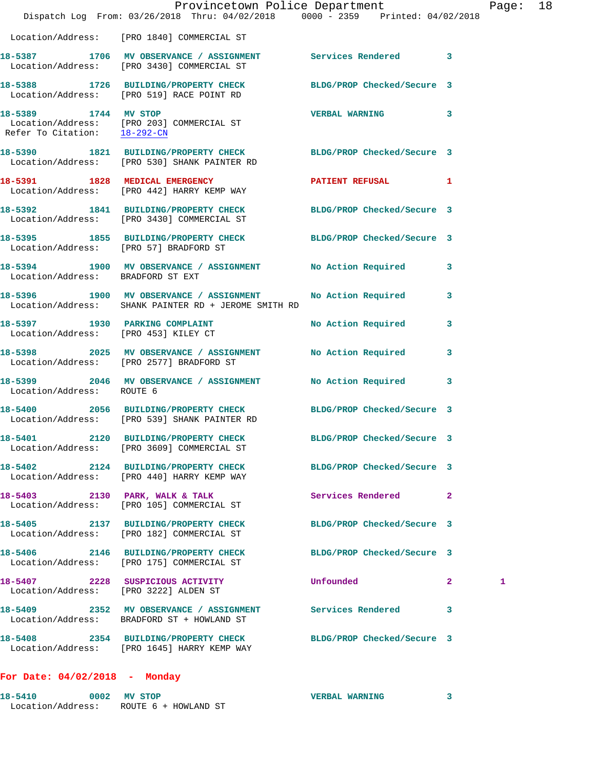Location/Address: [PRO 1840] COMMERCIAL ST

**18-5387 1706 MV OBSERVANCE / ASSIGNMENT** Services Rendered 3
Location/Address: [PRO 3430] COMMERCIAL ST

**18-5388 1726 BUILDING/PROPERTY CHECK** BLDG/PROP Checked/Secure 3
Location/Address: [PRO 519] RACE POINT RD

**18-5389 1744 MV STOP** VERBAL WARNING 3
Location/Address: [PRO 203] COMMERCIAL ST
Refer To Citation: 18-292-CN

**18-5390 1821 BUILDING/PROPERTY CHECK** BLDG/PROP Checked/Secure 3
Location/Address: [PRO 530] SHANK PAINTER RD

**18-5391 1828 MEDICAL EMERGENCY** PATIENT REFUSAL 1
Location/Address: [PRO 442] HARRY KEMP WAY

**18-5392 1841 BUILDING/PROPERTY CHECK** BLDG/PROP Checked/Secure 3
Location/Address: [PRO 3430] COMMERCIAL ST

**18-5395 1855 BUILDING/PROPERTY CHECK** BLDG/PROP Checked/Secure 3
Location/Address: [PRO 57] BRADFORD ST

**18-5394 1900 MV OBSERVANCE / ASSIGNMENT** No Action Required 3
Location/Address: BRADFORD ST EXT

**18-5396 1900 MV OBSERVANCE / ASSIGNMENT** No Action Required 3
Location/Address: SHANK PAINTER RD + JEROME SMITH RD

**18-5397 1930 PARKING COMPLAINT** No Action Required 3
Location/Address: [PRO 453] KILEY CT

**18-5398 2025 MV OBSERVANCE / ASSIGNMENT** No Action Required 3
Location/Address: [PRO 2577] BRADFORD ST

**18-5399 2046 MV OBSERVANCE / ASSIGNMENT** No Action Required 3
Location/Address: ROUTE 6

**18-5400 2056 BUILDING/PROPERTY CHECK** BLDG/PROP Checked/Secure 3
Location/Address: [PRO 539] SHANK PAINTER RD

**18-5401 2120 BUILDING/PROPERTY CHECK** BLDG/PROP Checked/Secure 3
Location/Address: [PRO 3609] COMMERCIAL ST

**18-5402 2124 BUILDING/PROPERTY CHECK** BLDG/PROP Checked/Secure 3
Location/Address: [PRO 440] HARRY KEMP WAY

**18-5403 2130 PARK, WALK & TALK** Services Rendered 2
Location/Address: [PRO 105] COMMERCIAL ST

**18-5405 2137 BUILDING/PROPERTY CHECK** BLDG/PROP Checked/Secure 3
Location/Address: [PRO 182] COMMERCIAL ST

**18-5406 2146 BUILDING/PROPERTY CHECK** BLDG/PROP Checked/Secure 3
Location/Address: [PRO 175] COMMERCIAL ST

**18-5407 2228 SUSPICIOUS ACTIVITY** Unfounded 2 1
Location/Address: [PRO 3222] ALDEN ST

**18-5409 2352 MV OBSERVANCE / ASSIGNMENT** Services Rendered 3
Location/Address: BRADFORD ST + HOWLAND ST

**18-5408 2354 BUILDING/PROPERTY CHECK** BLDG/PROP Checked/Secure 3
Location/Address: [PRO 1645] HARRY KEMP WAY

## For Date: 04/02/2018 - Monday

**18-5410 0002 MV STOP** VERBAL WARNING 3
Location/Address: ROUTE 6 + HOWLAND ST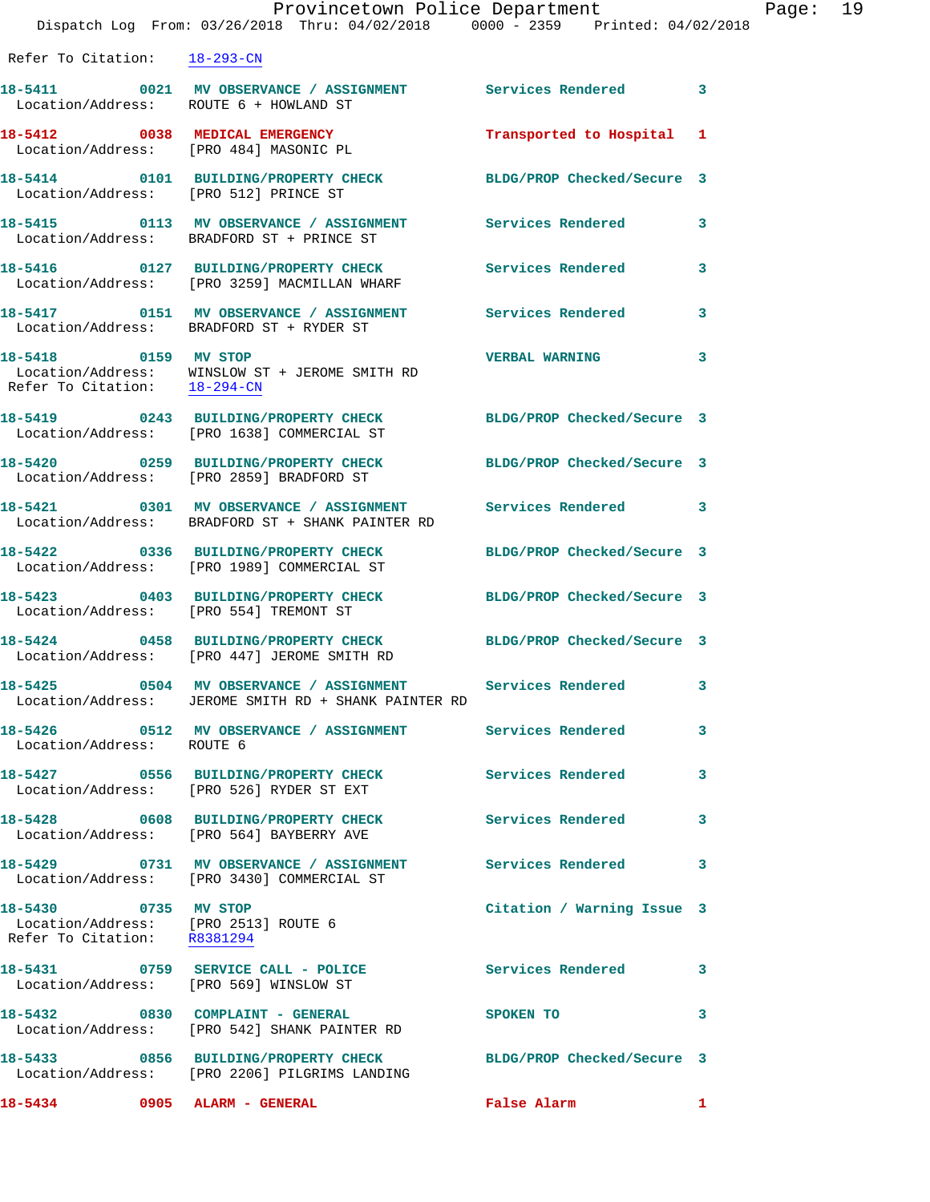Refer To Citation: 18-293-CN

18-5411 0021 MV OBSERVANCE / ASSIGNMENT Services Rendered 3
Location/Address: ROUTE 6 + HOWLAND ST

18-5412 0038 MEDICAL EMERGENCY Transported to Hospital 1
Location/Address: [PRO 484] MASONIC PL

18-5414 0101 BUILDING/PROPERTY CHECK BLDG/PROP Checked/Secure 3
Location/Address: [PRO 512] PRINCE ST

18-5415 0113 MV OBSERVANCE / ASSIGNMENT Services Rendered 3
Location/Address: BRADFORD ST + PRINCE ST

18-5416 0127 BUILDING/PROPERTY CHECK Services Rendered 3
Location/Address: [PRO 3259] MACMILLAN WHARF

18-5417 0151 MV OBSERVANCE / ASSIGNMENT Services Rendered 3
Location/Address: BRADFORD ST + RYDER ST

18-5418 0159 MV STOP VERBAL WARNING 3
Location/Address: WINSLOW ST + JEROME SMITH RD
Refer To Citation: 18-294-CN

18-5419 0243 BUILDING/PROPERTY CHECK BLDG/PROP Checked/Secure 3
Location/Address: [PRO 1638] COMMERCIAL ST

18-5420 0259 BUILDING/PROPERTY CHECK BLDG/PROP Checked/Secure 3
Location/Address: [PRO 2859] BRADFORD ST

18-5421 0301 MV OBSERVANCE / ASSIGNMENT Services Rendered 3
Location/Address: BRADFORD ST + SHANK PAINTER RD

18-5422 0336 BUILDING/PROPERTY CHECK BLDG/PROP Checked/Secure 3
Location/Address: [PRO 1989] COMMERCIAL ST

18-5423 0403 BUILDING/PROPERTY CHECK BLDG/PROP Checked/Secure 3
Location/Address: [PRO 554] TREMONT ST

18-5424 0458 BUILDING/PROPERTY CHECK BLDG/PROP Checked/Secure 3
Location/Address: [PRO 447] JEROME SMITH RD

18-5425 0504 MV OBSERVANCE / ASSIGNMENT Services Rendered 3
Location/Address: JEROME SMITH RD + SHANK PAINTER RD

18-5426 0512 MV OBSERVANCE / ASSIGNMENT Services Rendered 3
Location/Address: ROUTE 6

18-5427 0556 BUILDING/PROPERTY CHECK Services Rendered 3
Location/Address: [PRO 526] RYDER ST EXT

18-5428 0608 BUILDING/PROPERTY CHECK Services Rendered 3
Location/Address: [PRO 564] BAYBERRY AVE

18-5429 0731 MV OBSERVANCE / ASSIGNMENT Services Rendered 3
Location/Address: [PRO 3430] COMMERCIAL ST

18-5430 0735 MV STOP Citation / Warning Issue 3
Location/Address: [PRO 2513] ROUTE 6
Refer To Citation: R8381294

18-5431 0759 SERVICE CALL - POLICE Services Rendered 3
Location/Address: [PRO 569] WINSLOW ST

18-5432 0830 COMPLAINT - GENERAL SPOKEN TO 3
Location/Address: [PRO 542] SHANK PAINTER RD

18-5433 0856 BUILDING/PROPERTY CHECK BLDG/PROP Checked/Secure 3
Location/Address: [PRO 2206] PILGRIMS LANDING

18-5434 0905 ALARM - GENERAL False Alarm 1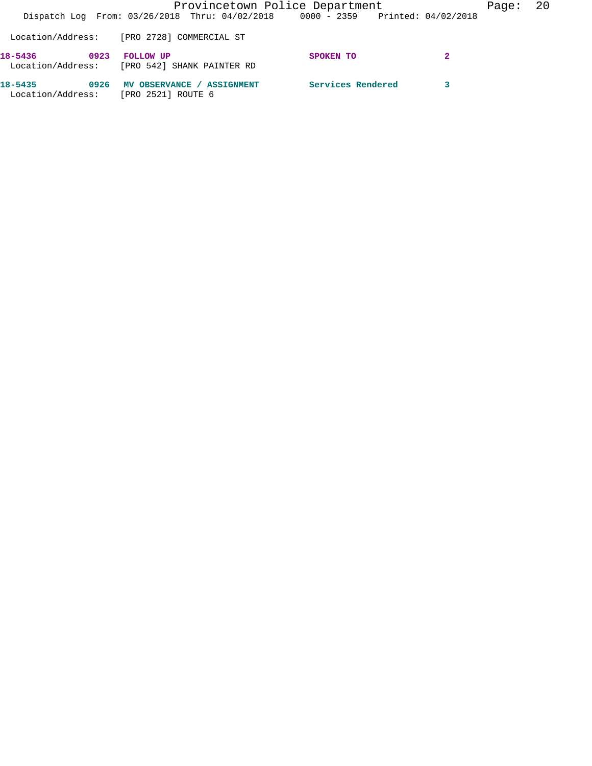Location/Address: [PRO 2728] COMMERCIAL ST

**18-5436 0923 FOLLOW UP SPOKEN TO 2**
Location/Address: [PRO 542] SHANK PAINTER RD

**18-5435 0926 MV OBSERVANCE / ASSIGNMENT Services Rendered 3**
Location/Address: [PRO 2521] ROUTE 6